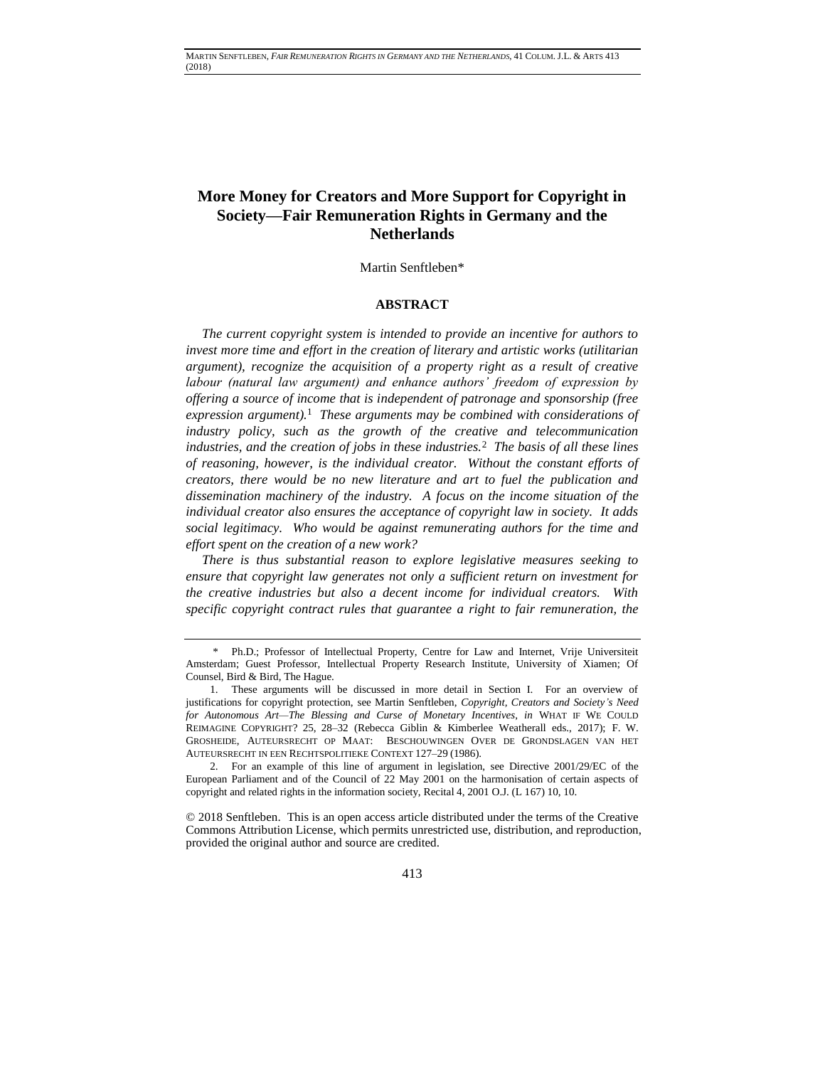# More Money for Creators and More Support for Copyright in Society—Fair Remuneration Rights in Germany and the Netherlands

Martin Senftleben*

## ABSTRACT

*The current copyright system is intended to provide an incentive for authors to invest more time and effort in the creation of literary and artistic works (utilitarian argument), recognize the acquisition of a property right as a result of creative labour (natural law argument) and enhance authors' freedom of expression by offering a source of income that is independent of patronage and sponsorship (free expression argument).*[1] *These arguments may be combined with considerations of industry policy, such as the growth of the creative and telecommunication industries, and the creation of jobs in these industries.*[2] *The basis of all these lines of reasoning, however, is the individual creator. Without the constant efforts of creators, there would be no new literature and art to fuel the publication and dissemination machinery of the industry. A focus on the income situation of the individual creator also ensures the acceptance of copyright law in society. It adds social legitimacy. Who would be against remunerating authors for the time and effort spent on the creation of a new work?*

*There is thus substantial reason to explore legislative measures seeking to ensure that copyright law generates not only a sufficient return on investment for the creative industries but also a decent income for individual creators. With specific copyright contract rules that guarantee a right to fair remuneration, the*

---

\* Ph.D.; Professor of Intellectual Property, Centre for Law and Internet, Vrije Universiteit Amsterdam; Guest Professor, Intellectual Property Research Institute, University of Xiamen; Of Counsel, Bird & Bird, The Hague.

1. These arguments will be discussed in more detail in Section I. For an overview of justifications for copyright protection, see Martin Senftleben, *Copyright, Creators and Society's Need for Autonomous Art—The Blessing and Curse of Monetary Incentives*, *in* WHAT IF WE COULD REIMAGINE COPYRIGHT? 25, 28–32 (Rebecca Giblin & Kimberlee Weatherall eds., 2017); F. W. GROSHEIDE, AUTEURSRECHT OP MAAT: BESCHOUWINGEN OVER DE GRONDSLAGEN VAN HET AUTEURSRECHT IN EEN RECHTSPOLITIEKE CONTEXT 127–29 (1986).

2. For an example of this line of argument in legislation, see Directive 2001/29/EC of the European Parliament and of the Council of 22 May 2001 on the harmonisation of certain aspects of copyright and related rights in the information society, Recital 4, 2001 O.J. (L 167) 10, 10.

© 2018 Senftleben. This is an open access article distributed under the terms of the Creative Commons Attribution License, which permits unrestricted use, distribution, and reproduction, provided the original author and source are credited.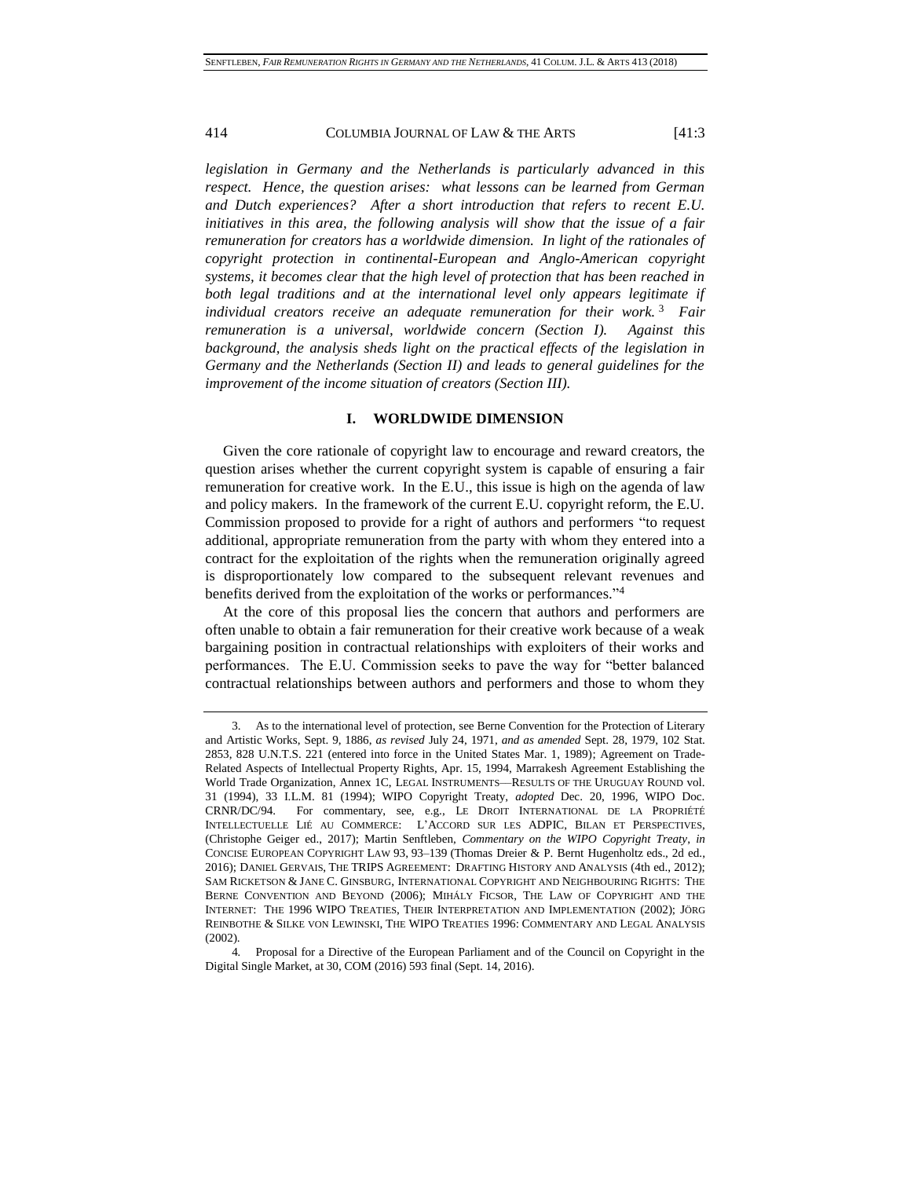*legislation in Germany and the Netherlands is particularly advanced in this respect. Hence, the question arises: what lessons can be learned from German and Dutch experiences? After a short introduction that refers to recent E.U. initiatives in this area, the following analysis will show that the issue of a fair remuneration for creators has a worldwide dimension. In light of the rationales of copyright protection in continental-European and Anglo-American copyright systems, it becomes clear that the high level of protection that has been reached in both legal traditions and at the international level only appears legitimate if individual creators receive an adequate remuneration for their work.*[3] *Fair remuneration is a universal, worldwide concern (Section I). Against this background, the analysis sheds light on the practical effects of the legislation in Germany and the Netherlands (Section II) and leads to general guidelines for the improvement of the income situation of creators (Section III).*

## I. WORLDWIDE DIMENSION

Given the core rationale of copyright law to encourage and reward creators, the question arises whether the current copyright system is capable of ensuring a fair remuneration for creative work. In the E.U., this issue is high on the agenda of law and policy makers. In the framework of the current E.U. copyright reform, the E.U. Commission proposed to provide for a right of authors and performers "to request additional, appropriate remuneration from the party with whom they entered into a contract for the exploitation of the rights when the remuneration originally agreed is disproportionately low compared to the subsequent relevant revenues and benefits derived from the exploitation of the works or performances."[4]

At the core of this proposal lies the concern that authors and performers are often unable to obtain a fair remuneration for their creative work because of a weak bargaining position in contractual relationships with exploiters of their works and performances. The E.U. Commission seeks to pave the way for "better balanced contractual relationships between authors and performers and those to whom they

---

3. As to the international level of protection, see Berne Convention for the Protection of Literary and Artistic Works, Sept. 9, 1886, *as revised* July 24, 1971, *and as amended* Sept. 28, 1979, 102 Stat. 2853, 828 U.N.T.S. 221 (entered into force in the United States Mar. 1, 1989); Agreement on Trade-Related Aspects of Intellectual Property Rights, Apr. 15, 1994, Marrakesh Agreement Establishing the World Trade Organization, Annex 1C, LEGAL INSTRUMENTS—RESULTS OF THE URUGUAY ROUND vol. 31 (1994), 33 I.L.M. 81 (1994); WIPO Copyright Treaty, *adopted* Dec. 20, 1996, WIPO Doc. CRNR/DC/94. For commentary, see, e.g., LE DROIT INTERNATIONAL DE LA PROPRIÉTÉ INTELLECTUELLE LIÉ AU COMMERCE: L'ACCORD SUR LES ADPIC, BILAN ET PERSPECTIVES, (Christophe Geiger ed., 2017); Martin Senftleben, *Commentary on the WIPO Copyright Treaty*, *in* CONCISE EUROPEAN COPYRIGHT LAW 93, 93–139 (Thomas Dreier & P. Bernt Hugenholtz eds., 2d ed., 2016); DANIEL GERVAIS, THE TRIPS AGREEMENT: DRAFTING HISTORY AND ANALYSIS (4th ed., 2012); SAM RICKETSON & JANE C. GINSBURG, INTERNATIONAL COPYRIGHT AND NEIGHBOURING RIGHTS: THE BERNE CONVENTION AND BEYOND (2006); MIHÁLY FICSOR, THE LAW OF COPYRIGHT AND THE INTERNET: THE 1996 WIPO TREATIES, THEIR INTERPRETATION AND IMPLEMENTATION (2002); JÖRG REINBOTHE & SILKE VON LEWINSKI, THE WIPO TREATIES 1996: COMMENTARY AND LEGAL ANALYSIS (2002).

4. Proposal for a Directive of the European Parliament and of the Council on Copyright in the Digital Single Market, at 30, COM (2016) 593 final (Sept. 14, 2016).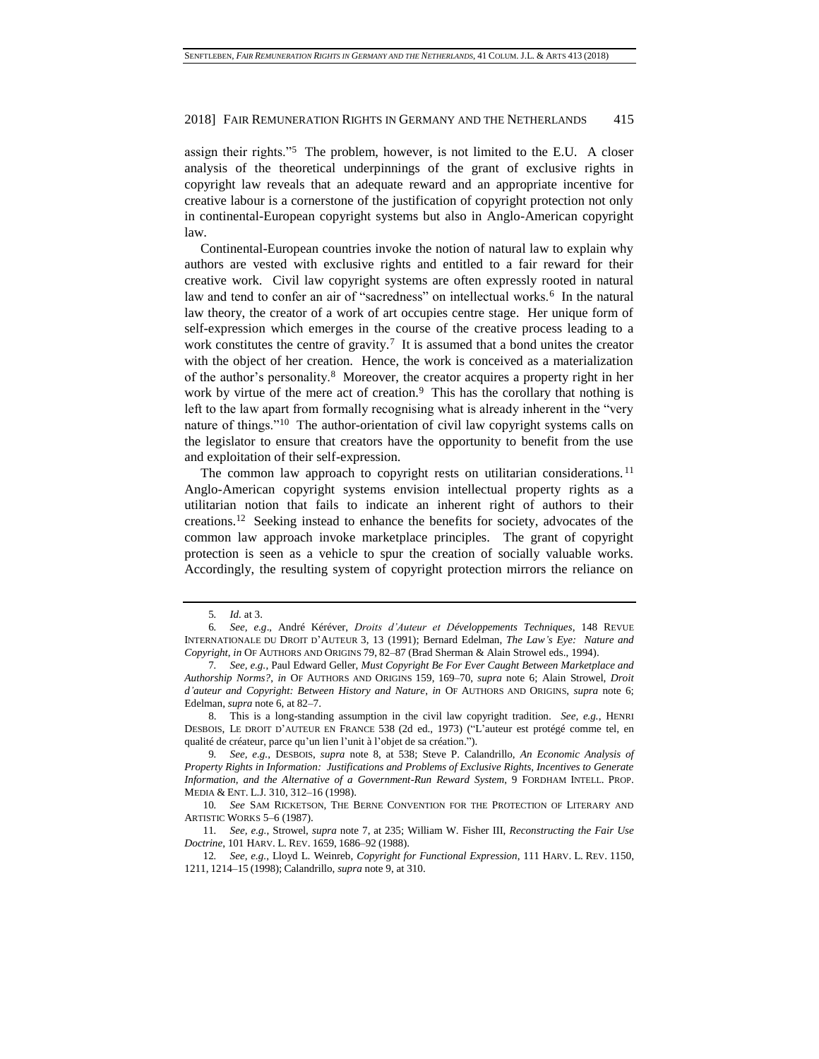assign their rights."[5] The problem, however, is not limited to the E.U. A closer analysis of the theoretical underpinnings of the grant of exclusive rights in copyright law reveals that an adequate reward and an appropriate incentive for creative labour is a cornerstone of the justification of copyright protection not only in continental-European copyright systems but also in Anglo-American copyright law.

Continental-European countries invoke the notion of natural law to explain why authors are vested with exclusive rights and entitled to a fair reward for their creative work. Civil law copyright systems are often expressly rooted in natural law and tend to confer an air of "sacredness" on intellectual works.[6] In the natural law theory, the creator of a work of art occupies centre stage. Her unique form of self-expression which emerges in the course of the creative process leading to a work constitutes the centre of gravity.[7] It is assumed that a bond unites the creator with the object of her creation. Hence, the work is conceived as a materialization of the author's personality.[8] Moreover, the creator acquires a property right in her work by virtue of the mere act of creation.[9] This has the corollary that nothing is left to the law apart from formally recognising what is already inherent in the "very nature of things."[10] The author-orientation of civil law copyright systems calls on the legislator to ensure that creators have the opportunity to benefit from the use and exploitation of their self-expression.

The common law approach to copyright rests on utilitarian considerations.[11] Anglo-American copyright systems envision intellectual property rights as a utilitarian notion that fails to indicate an inherent right of authors to their creations.[12] Seeking instead to enhance the benefits for society, advocates of the common law approach invoke marketplace principles. The grant of copyright protection is seen as a vehicle to spur the creation of socially valuable works. Accordingly, the resulting system of copyright protection mirrors the reliance on

---

5. *Id.* at 3.

6. *See, e.g*., André Kéréver, *Droits d'Auteur et Développements Techniques*, 148 REVUE INTERNATIONALE DU DROIT D'AUTEUR 3, 13 (1991); Bernard Edelman, *The Law's Eye: Nature and Copyright*, *in* OF AUTHORS AND ORIGINS 79, 82–87 (Brad Sherman & Alain Strowel eds., 1994).

7. *See, e.g.*, Paul Edward Geller, *Must Copyright Be For Ever Caught Between Marketplace and Authorship Norms?*, *in* OF AUTHORS AND ORIGINS 159, 169–70, *supra* note 6; Alain Strowel, *Droit d'auteur and Copyright: Between History and Nature*, *in* OF AUTHORS AND ORIGINS, *supra* note 6; Edelman, *supra* note 6, at 82–7.

8. This is a long-standing assumption in the civil law copyright tradition. *See, e.g.*, HENRI DESBOIS, LE DROIT D'AUTEUR EN FRANCE 538 (2d ed., 1973) ("L'auteur est protégé comme tel, en qualité de créateur, parce qu'un lien l'unit à l'objet de sa création.").

9. *See, e.g.*, DESBOIS, *supra* note 8, at 538; Steve P. Calandrillo, *An Economic Analysis of Property Rights in Information: Justifications and Problems of Exclusive Rights, Incentives to Generate Information, and the Alternative of a Government-Run Reward System*, 9 FORDHAM INTELL. PROP. MEDIA & ENT. L.J. 310, 312–16 (1998).

10. *See* SAM RICKETSON, THE BERNE CONVENTION FOR THE PROTECTION OF LITERARY AND ARTISTIC WORKS 5–6 (1987).

11. *See, e.g.*, Strowel, *supra* note 7, at 235; William W. Fisher III, *Reconstructing the Fair Use Doctrine*, 101 HARV. L. REV. 1659, 1686–92 (1988).

12. *See, e.g.*, Lloyd L. Weinreb, *Copyright for Functional Expression*, 111 HARV. L. REV. 1150, 1211, 1214–15 (1998); Calandrillo, *supra* note 9, at 310.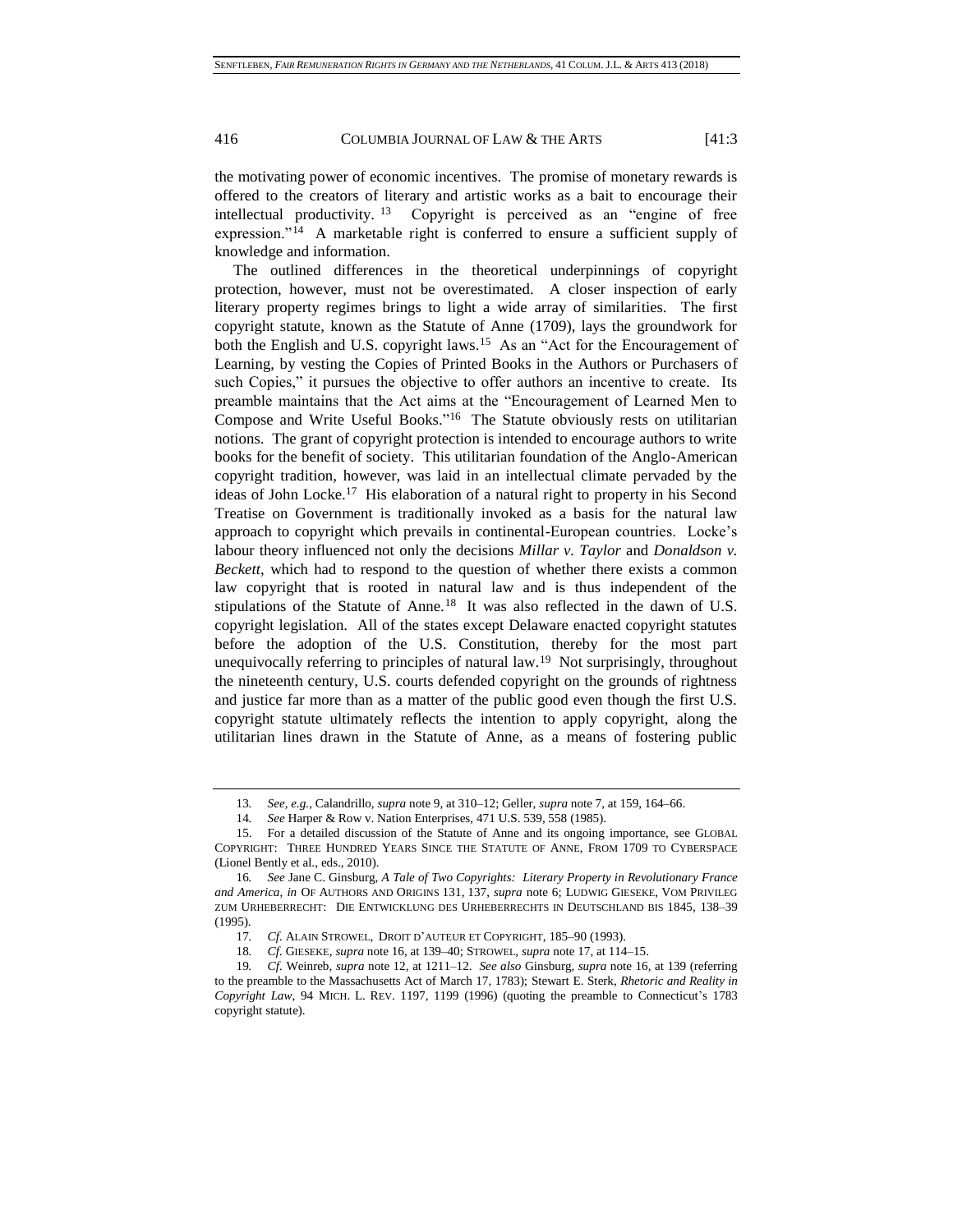the motivating power of economic incentives. The promise of monetary rewards is offered to the creators of literary and artistic works as a bait to encourage their intellectual productivity.[13] Copyright is perceived as an "engine of free expression."[14] A marketable right is conferred to ensure a sufficient supply of knowledge and information.

The outlined differences in the theoretical underpinnings of copyright protection, however, must not be overestimated. A closer inspection of early literary property regimes brings to light a wide array of similarities. The first copyright statute, known as the Statute of Anne (1709), lays the groundwork for both the English and U.S. copyright laws.[15] As an "Act for the Encouragement of Learning, by vesting the Copies of Printed Books in the Authors or Purchasers of such Copies," it pursues the objective to offer authors an incentive to create. Its preamble maintains that the Act aims at the "Encouragement of Learned Men to Compose and Write Useful Books."[16] The Statute obviously rests on utilitarian notions. The grant of copyright protection is intended to encourage authors to write books for the benefit of society. This utilitarian foundation of the Anglo-American copyright tradition, however, was laid in an intellectual climate pervaded by the ideas of John Locke.[17] His elaboration of a natural right to property in his Second Treatise on Government is traditionally invoked as a basis for the natural law approach to copyright which prevails in continental-European countries. Locke's labour theory influenced not only the decisions *Millar v. Taylor* and *Donaldson v. Beckett*, which had to respond to the question of whether there exists a common law copyright that is rooted in natural law and is thus independent of the stipulations of the Statute of Anne.[18] It was also reflected in the dawn of U.S. copyright legislation. All of the states except Delaware enacted copyright statutes before the adoption of the U.S. Constitution, thereby for the most part unequivocally referring to principles of natural law.[19] Not surprisingly, throughout the nineteenth century, U.S. courts defended copyright on the grounds of rightness and justice far more than as a matter of the public good even though the first U.S. copyright statute ultimately reflects the intention to apply copyright, along the utilitarian lines drawn in the Statute of Anne, as a means of fostering public

---

13. *See, e.g.*, Calandrillo, *supra* note 9, at 310–12; Geller, *supra* note 7, at 159, 164–66.

14. *See* Harper & Row v. Nation Enterprises, 471 U.S. 539, 558 (1985).

15. For a detailed discussion of the Statute of Anne and its ongoing importance, see GLOBAL COPYRIGHT: THREE HUNDRED YEARS SINCE THE STATUTE OF ANNE, FROM 1709 TO CYBERSPACE (Lionel Bently et al., eds., 2010).

16. *See* Jane C. Ginsburg, *A Tale of Two Copyrights: Literary Property in Revolutionary France and America*, *in* OF AUTHORS AND ORIGINS 131, 137, *supra* note 6; LUDWIG GIESEKE, VOM PRIVILEG ZUM URHEBERRECHT: DIE ENTWICKLUNG DES URHEBERRECHTS IN DEUTSCHLAND BIS 1845, 138–39 (1995).

17. *Cf.* ALAIN STROWEL, DROIT D'AUTEUR ET COPYRIGHT, 185–90 (1993).

18. *Cf.* GIESEKE, *supra* note 16, at 139–40; STROWEL, *supra* note 17, at 114–15.

19. *Cf.* Weinreb, *supra* note 12, at 1211–12. *See also* Ginsburg, *supra* note 16, at 139 (referring to the preamble to the Massachusetts Act of March 17, 1783); Stewart E. Sterk, *Rhetoric and Reality in Copyright Law*, 94 MICH. L. REV. 1197, 1199 (1996) (quoting the preamble to Connecticut's 1783 copyright statute).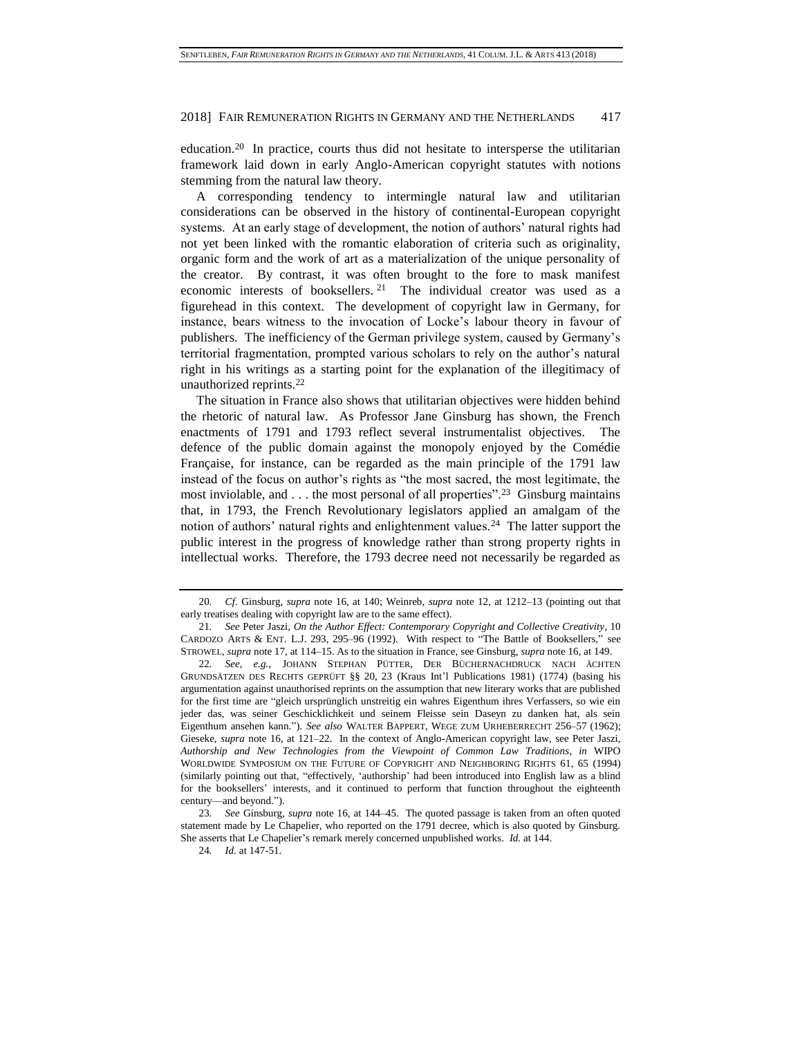education.[20] In practice, courts thus did not hesitate to intersperse the utilitarian framework laid down in early Anglo-American copyright statutes with notions stemming from the natural law theory.

A corresponding tendency to intermingle natural law and utilitarian considerations can be observed in the history of continental-European copyright systems. At an early stage of development, the notion of authors' natural rights had not yet been linked with the romantic elaboration of criteria such as originality, organic form and the work of art as a materialization of the unique personality of the creator. By contrast, it was often brought to the fore to mask manifest economic interests of booksellers.[21] The individual creator was used as a figurehead in this context. The development of copyright law in Germany, for instance, bears witness to the invocation of Locke's labour theory in favour of publishers. The inefficiency of the German privilege system, caused by Germany's territorial fragmentation, prompted various scholars to rely on the author's natural right in his writings as a starting point for the explanation of the illegitimacy of unauthorized reprints.[22]

The situation in France also shows that utilitarian objectives were hidden behind the rhetoric of natural law. As Professor Jane Ginsburg has shown, the French enactments of 1791 and 1793 reflect several instrumentalist objectives. The defence of the public domain against the monopoly enjoyed by the Comédie Française, for instance, can be regarded as the main principle of the 1791 law instead of the focus on author's rights as "the most sacred, the most legitimate, the most inviolable, and . . . the most personal of all properties".[23] Ginsburg maintains that, in 1793, the French Revolutionary legislators applied an amalgam of the notion of authors' natural rights and enlightenment values.[24] The latter support the public interest in the progress of knowledge rather than strong property rights in intellectual works. Therefore, the 1793 decree need not necessarily be regarded as

---

20. *Cf.* Ginsburg, *supra* note 16, at 140; Weinreb, *supra* note 12, at 1212–13 (pointing out that early treatises dealing with copyright law are to the same effect).

21. *See* Peter Jaszi, *On the Author Effect: Contemporary Copyright and Collective Creativity*, 10 CARDOZO ARTS & ENT. L.J. 293, 295–96 (1992). With respect to "The Battle of Booksellers," see STROWEL, *supra* note 17, at 114–15. As to the situation in France, see Ginsburg, *supra* note 16, at 149.

22. *See, e.g.*, JOHANN STEPHAN PÜTTER, DER BÜCHERNACHDRUCK NACH ÄCHTEN GRUNDSÄTZEN DES RECHTS GEPRÜFT §§ 20, 23 (Kraus Int'l Publications 1981) (1774) (basing his argumentation against unauthorised reprints on the assumption that new literary works that are published for the first time are "gleich ursprünglich unstreitig ein wahres Eigenthum ihres Verfassers, so wie ein jeder das, was seiner Geschicklichkeit und seinem Fleisse sein Daseyn zu danken hat, als sein Eigenthum ansehen kann."). *See also* WALTER BAPPERT, WEGE ZUM URHEBERRECHT 256–57 (1962); Gieseke, *supra* note 16, at 121–22. In the context of Anglo-American copyright law, see Peter Jaszi, *Authorship and New Technologies from the Viewpoint of Common Law Traditions*, *in* WIPO WORLDWIDE SYMPOSIUM ON THE FUTURE OF COPYRIGHT AND NEIGHBORING RIGHTS 61, 65 (1994) (similarly pointing out that, "effectively, 'authorship' had been introduced into English law as a blind for the booksellers' interests, and it continued to perform that function throughout the eighteenth century—and beyond.").

23. *See* Ginsburg, *supra* note 16, at 144–45. The quoted passage is taken from an often quoted statement made by Le Chapelier, who reported on the 1791 decree, which is also quoted by Ginsburg. She asserts that Le Chapelier's remark merely concerned unpublished works. *Id.* at 144.

24. *Id.* at 147-51.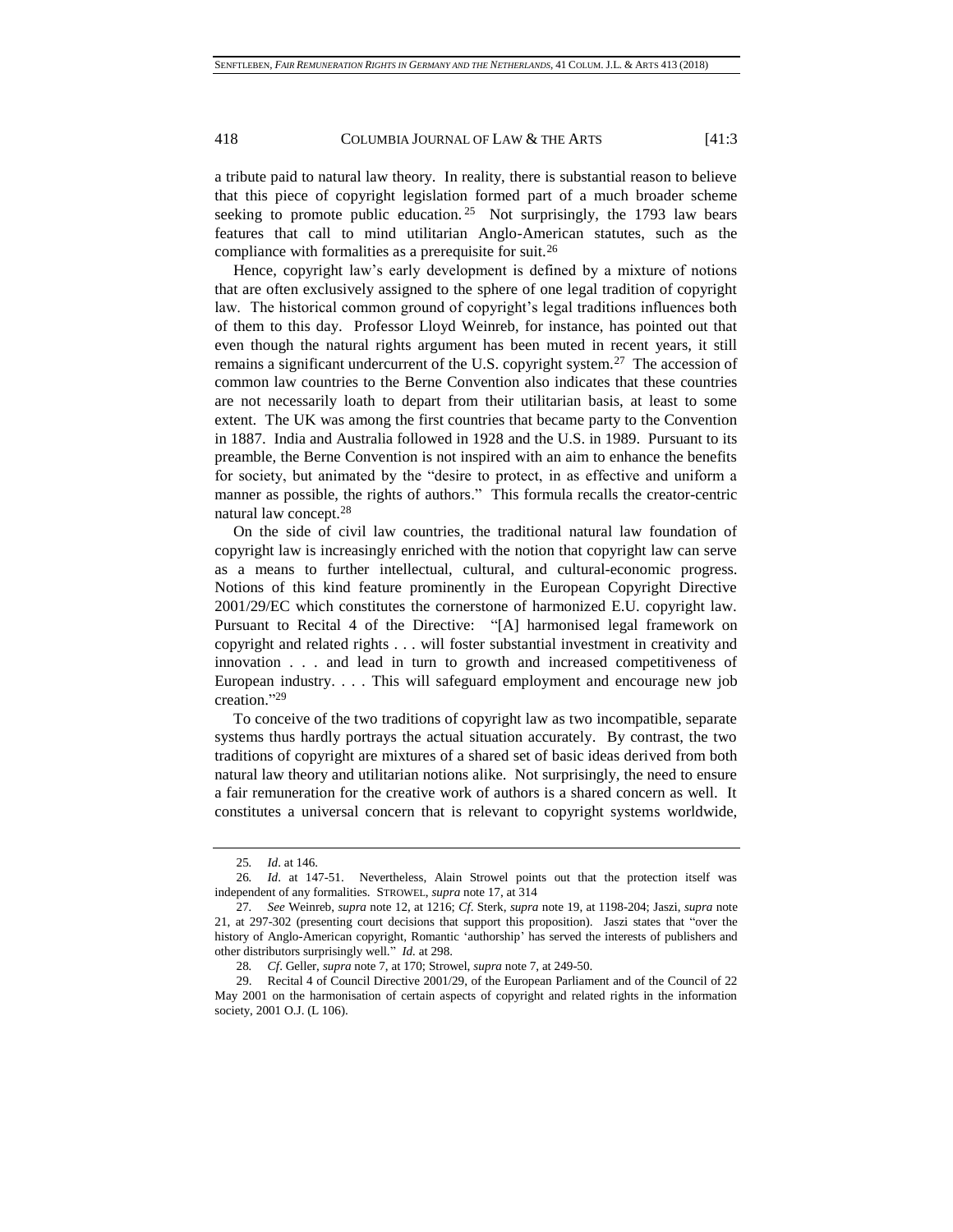a tribute paid to natural law theory. In reality, there is substantial reason to believe that this piece of copyright legislation formed part of a much broader scheme seeking to promote public education.[25] Not surprisingly, the 1793 law bears features that call to mind utilitarian Anglo-American statutes, such as the compliance with formalities as a prerequisite for suit.[26]

Hence, copyright law's early development is defined by a mixture of notions that are often exclusively assigned to the sphere of one legal tradition of copyright law. The historical common ground of copyright's legal traditions influences both of them to this day. Professor Lloyd Weinreb, for instance, has pointed out that even though the natural rights argument has been muted in recent years, it still remains a significant undercurrent of the U.S. copyright system.[27] The accession of common law countries to the Berne Convention also indicates that these countries are not necessarily loath to depart from their utilitarian basis, at least to some extent. The UK was among the first countries that became party to the Convention in 1887. India and Australia followed in 1928 and the U.S. in 1989. Pursuant to its preamble, the Berne Convention is not inspired with an aim to enhance the benefits for society, but animated by the "desire to protect, in as effective and uniform a manner as possible, the rights of authors." This formula recalls the creator-centric natural law concept.[28]

On the side of civil law countries, the traditional natural law foundation of copyright law is increasingly enriched with the notion that copyright law can serve as a means to further intellectual, cultural, and cultural-economic progress. Notions of this kind feature prominently in the European Copyright Directive 2001/29/EC which constitutes the cornerstone of harmonized E.U. copyright law. Pursuant to Recital 4 of the Directive: "[A] harmonised legal framework on copyright and related rights . . . will foster substantial investment in creativity and innovation . . . and lead in turn to growth and increased competitiveness of European industry. . . . This will safeguard employment and encourage new job creation."[29]

To conceive of the two traditions of copyright law as two incompatible, separate systems thus hardly portrays the actual situation accurately. By contrast, the two traditions of copyright are mixtures of a shared set of basic ideas derived from both natural law theory and utilitarian notions alike. Not surprisingly, the need to ensure a fair remuneration for the creative work of authors is a shared concern as well. It constitutes a universal concern that is relevant to copyright systems worldwide,

---

25. *Id*. at 146.

26. *Id*. at 147-51. Nevertheless, Alain Strowel points out that the protection itself was independent of any formalities. STROWEL, *supra* note 17, at 314

27. *See* Weinreb, *supra* note 12, at 1216; *Cf*. Sterk, *supra* note 19, at 1198-204; Jaszi, *supra* note 21, at 297-302 (presenting court decisions that support this proposition). Jaszi states that "over the history of Anglo-American copyright, Romantic 'authorship' has served the interests of publishers and other distributors surprisingly well." *Id.* at 298.

28. *Cf*. Geller, *supra* note 7, at 170; Strowel, *supra* note 7, at 249-50.

29. Recital 4 of Council Directive 2001/29, of the European Parliament and of the Council of 22 May 2001 on the harmonisation of certain aspects of copyright and related rights in the information society, 2001 O.J. (L 106).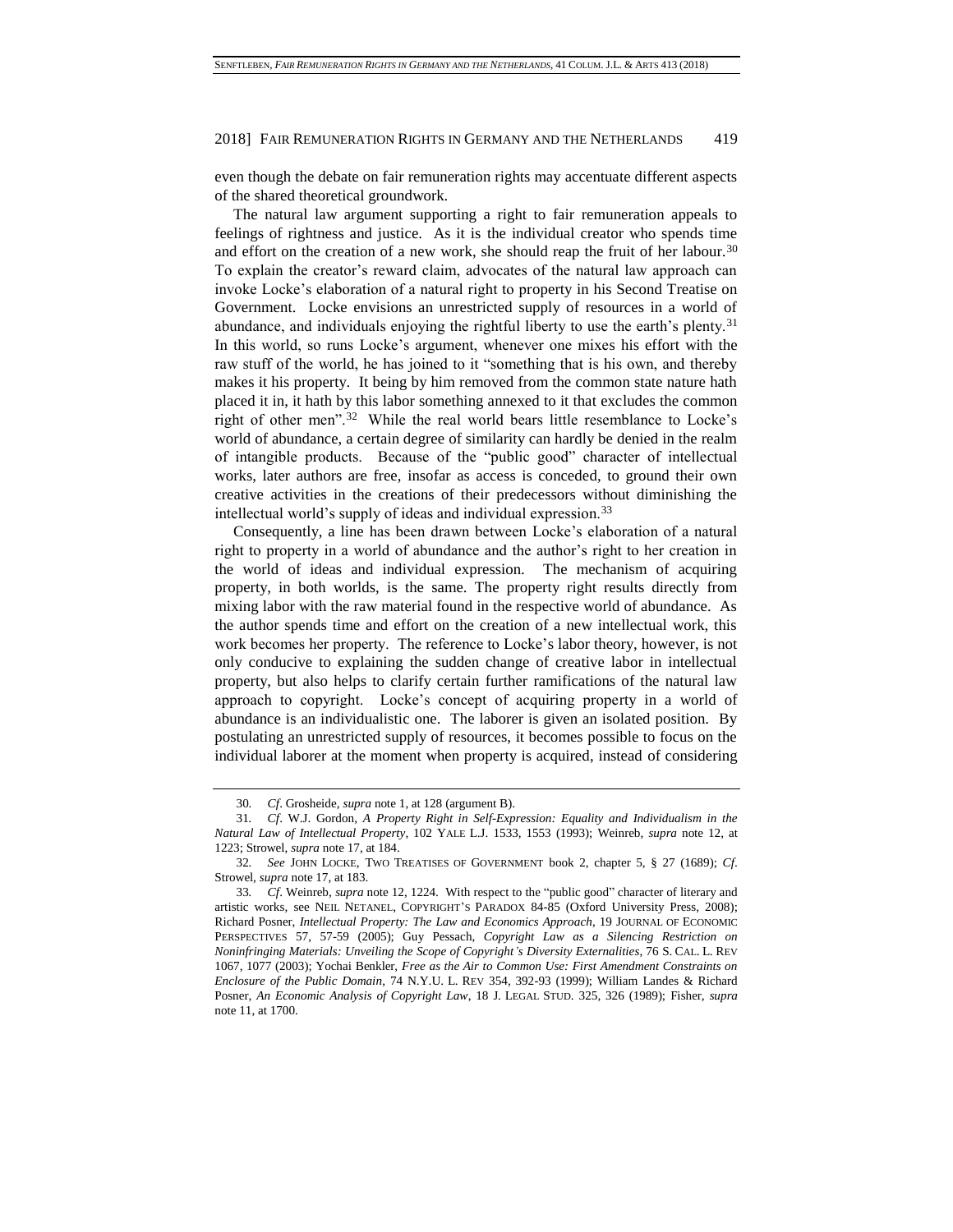even though the debate on fair remuneration rights may accentuate different aspects of the shared theoretical groundwork.

The natural law argument supporting a right to fair remuneration appeals to feelings of rightness and justice. As it is the individual creator who spends time and effort on the creation of a new work, she should reap the fruit of her labour.[30] To explain the creator's reward claim, advocates of the natural law approach can invoke Locke's elaboration of a natural right to property in his Second Treatise on Government. Locke envisions an unrestricted supply of resources in a world of abundance, and individuals enjoying the rightful liberty to use the earth's plenty.[31] In this world, so runs Locke's argument, whenever one mixes his effort with the raw stuff of the world, he has joined to it "something that is his own, and thereby makes it his property. It being by him removed from the common state nature hath placed it in, it hath by this labor something annexed to it that excludes the common right of other men".[32] While the real world bears little resemblance to Locke's world of abundance, a certain degree of similarity can hardly be denied in the realm of intangible products. Because of the "public good" character of intellectual works, later authors are free, insofar as access is conceded, to ground their own creative activities in the creations of their predecessors without diminishing the intellectual world's supply of ideas and individual expression.[33]

Consequently, a line has been drawn between Locke's elaboration of a natural right to property in a world of abundance and the author's right to her creation in the world of ideas and individual expression. The mechanism of acquiring property, in both worlds, is the same. The property right results directly from mixing labor with the raw material found in the respective world of abundance. As the author spends time and effort on the creation of a new intellectual work, this work becomes her property. The reference to Locke's labor theory, however, is not only conducive to explaining the sudden change of creative labor in intellectual property, but also helps to clarify certain further ramifications of the natural law approach to copyright. Locke's concept of acquiring property in a world of abundance is an individualistic one. The laborer is given an isolated position. By postulating an unrestricted supply of resources, it becomes possible to focus on the individual laborer at the moment when property is acquired, instead of considering

---

30. *Cf*. Grosheide, *supra* note 1, at 128 (argument B).

31. *Cf*. W.J. Gordon, *A Property Right in Self-Expression: Equality and Individualism in the Natural Law of Intellectual Property*, 102 YALE L.J. 1533, 1553 (1993); Weinreb, *supra* note 12, at 1223; Strowel, *supra* note 17, at 184.

32. *See* JOHN LOCKE, TWO TREATISES OF GOVERNMENT book 2, chapter 5, § 27 (1689); *Cf*. Strowel, *supra* note 17, at 183.

33. *Cf*. Weinreb, *supra* note 12, 1224. With respect to the "public good" character of literary and artistic works, see NEIL NETANEL, COPYRIGHT'S PARADOX 84-85 (Oxford University Press, 2008); Richard Posner, *Intellectual Property: The Law and Economics Approach*, 19 JOURNAL OF ECONOMIC PERSPECTIVES 57, 57-59 (2005); Guy Pessach, *Copyright Law as a Silencing Restriction on Noninfringing Materials: Unveiling the Scope of Copyright's Diversity Externalities*, 76 S. CAL. L. REV 1067, 1077 (2003); Yochai Benkler, *Free as the Air to Common Use: First Amendment Constraints on Enclosure of the Public Domain*, 74 N.Y.U. L. REV 354, 392-93 (1999); William Landes & Richard Posner, *An Economic Analysis of Copyright Law*, 18 J. LEGAL STUD. 325, 326 (1989); Fisher, *supra* note 11, at 1700.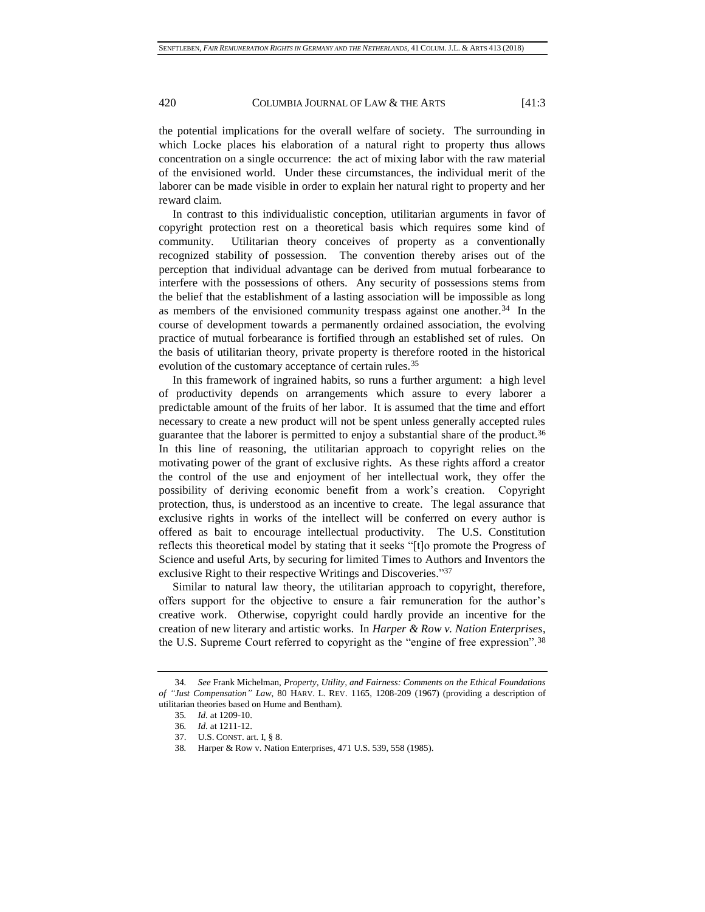the potential implications for the overall welfare of society. The surrounding in which Locke places his elaboration of a natural right to property thus allows concentration on a single occurrence: the act of mixing labor with the raw material of the envisioned world. Under these circumstances, the individual merit of the laborer can be made visible in order to explain her natural right to property and her reward claim.

In contrast to this individualistic conception, utilitarian arguments in favor of copyright protection rest on a theoretical basis which requires some kind of community. Utilitarian theory conceives of property as a conventionally recognized stability of possession. The convention thereby arises out of the perception that individual advantage can be derived from mutual forbearance to interfere with the possessions of others. Any security of possessions stems from the belief that the establishment of a lasting association will be impossible as long as members of the envisioned community trespass against one another.[34] In the course of development towards a permanently ordained association, the evolving practice of mutual forbearance is fortified through an established set of rules. On the basis of utilitarian theory, private property is therefore rooted in the historical evolution of the customary acceptance of certain rules.[35]

In this framework of ingrained habits, so runs a further argument: a high level of productivity depends on arrangements which assure to every laborer a predictable amount of the fruits of her labor. It is assumed that the time and effort necessary to create a new product will not be spent unless generally accepted rules guarantee that the laborer is permitted to enjoy a substantial share of the product.[36] In this line of reasoning, the utilitarian approach to copyright relies on the motivating power of the grant of exclusive rights. As these rights afford a creator the control of the use and enjoyment of her intellectual work, they offer the possibility of deriving economic benefit from a work's creation. Copyright protection, thus, is understood as an incentive to create. The legal assurance that exclusive rights in works of the intellect will be conferred on every author is offered as bait to encourage intellectual productivity. The U.S. Constitution reflects this theoretical model by stating that it seeks "[t]o promote the Progress of Science and useful Arts, by securing for limited Times to Authors and Inventors the exclusive Right to their respective Writings and Discoveries."[37]

Similar to natural law theory, the utilitarian approach to copyright, therefore, offers support for the objective to ensure a fair remuneration for the author's creative work. Otherwise, copyright could hardly provide an incentive for the creation of new literary and artistic works. In *Harper & Row v. Nation Enterprises*, the U.S. Supreme Court referred to copyright as the "engine of free expression".[38]

---

34. *See* Frank Michelman, *Property, Utility, and Fairness: Comments on the Ethical Foundations of "Just Compensation" Law*, 80 HARV. L. REV. 1165, 1208-209 (1967) (providing a description of utilitarian theories based on Hume and Bentham).

35. *Id.* at 1209-10.

36. *Id.* at 1211-12.

37. U.S. CONST. art. I, § 8.

38. Harper & Row v. Nation Enterprises, 471 U.S. 539, 558 (1985).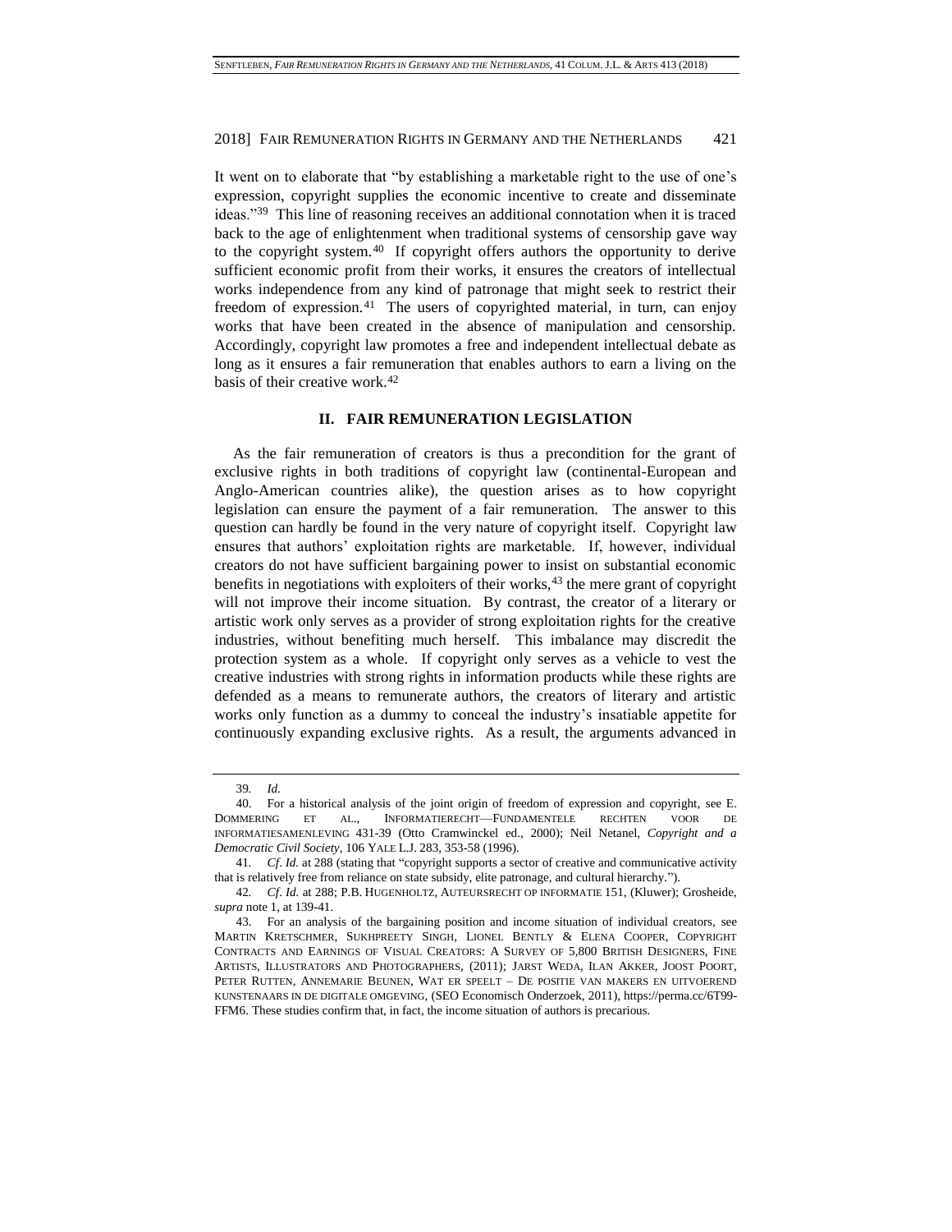It went on to elaborate that "by establishing a marketable right to the use of one's expression, copyright supplies the economic incentive to create and disseminate ideas."[39] This line of reasoning receives an additional connotation when it is traced back to the age of enlightenment when traditional systems of censorship gave way to the copyright system.[40] If copyright offers authors the opportunity to derive sufficient economic profit from their works, it ensures the creators of intellectual works independence from any kind of patronage that might seek to restrict their freedom of expression.[41] The users of copyrighted material, in turn, can enjoy works that have been created in the absence of manipulation and censorship. Accordingly, copyright law promotes a free and independent intellectual debate as long as it ensures a fair remuneration that enables authors to earn a living on the basis of their creative work.[42]

## II. FAIR REMUNERATION LEGISLATION

As the fair remuneration of creators is thus a precondition for the grant of exclusive rights in both traditions of copyright law (continental-European and Anglo-American countries alike), the question arises as to how copyright legislation can ensure the payment of a fair remuneration. The answer to this question can hardly be found in the very nature of copyright itself. Copyright law ensures that authors' exploitation rights are marketable. If, however, individual creators do not have sufficient bargaining power to insist on substantial economic benefits in negotiations with exploiters of their works,[43] the mere grant of copyright will not improve their income situation. By contrast, the creator of a literary or artistic work only serves as a provider of strong exploitation rights for the creative industries, without benefiting much herself. This imbalance may discredit the protection system as a whole. If copyright only serves as a vehicle to vest the creative industries with strong rights in information products while these rights are defended as a means to remunerate authors, the creators of literary and artistic works only function as a dummy to conceal the industry's insatiable appetite for continuously expanding exclusive rights. As a result, the arguments advanced in

---

39. *Id.*

40. For a historical analysis of the joint origin of freedom of expression and copyright, see E. DOMMERING ET AL., INFORMATIERECHT—FUNDAMENTELE RECHTEN VOOR DE INFORMATIESAMENLEVING 431-39 (Otto Cramwinckel ed., 2000); Neil Netanel, *Copyright and a Democratic Civil Society*, 106 YALE L.J. 283, 353-58 (1996).

41. *Cf*. *Id.* at 288 (stating that "copyright supports a sector of creative and communicative activity that is relatively free from reliance on state subsidy, elite patronage, and cultural hierarchy.").

42. *Cf*. *Id.* at 288; P.B. HUGENHOLTZ, AUTEURSRECHT OP INFORMATIE 151, (Kluwer); Grosheide, *supra* note 1, at 139-41.

43. For an analysis of the bargaining position and income situation of individual creators, see MARTIN KRETSCHMER, SUKHPREETY SINGH, LIONEL BENTLY & ELENA COOPER, COPYRIGHT CONTRACTS AND EARNINGS OF VISUAL CREATORS: A SURVEY OF 5,800 BRITISH DESIGNERS, FINE ARTISTS, ILLUSTRATORS AND PHOTOGRAPHERS, (2011); JARST WEDA, ILAN AKKER, JOOST POORT, PETER RUTTEN, ANNEMARIE BEUNEN, WAT ER SPEELT – DE POSITIE VAN MAKERS EN UITVOEREND KUNSTENAARS IN DE DIGITALE OMGEVING, (SEO Economisch Onderzoek, 2011), https://perma.cc/6T99-FFM6. These studies confirm that, in fact, the income situation of authors is precarious.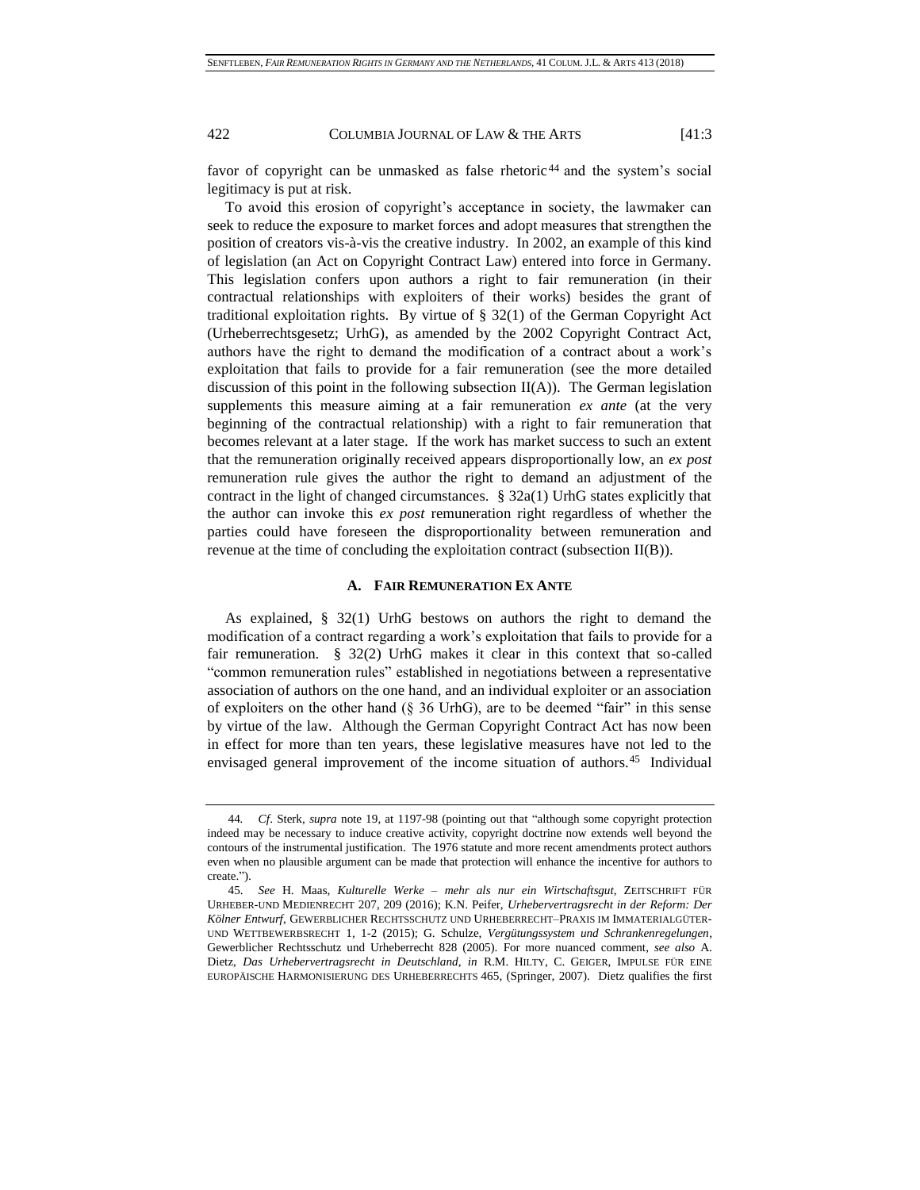favor of copyright can be unmasked as false rhetoric[44] and the system's social legitimacy is put at risk.

To avoid this erosion of copyright's acceptance in society, the lawmaker can seek to reduce the exposure to market forces and adopt measures that strengthen the position of creators vis-à-vis the creative industry. In 2002, an example of this kind of legislation (an Act on Copyright Contract Law) entered into force in Germany. This legislation confers upon authors a right to fair remuneration (in their contractual relationships with exploiters of their works) besides the grant of traditional exploitation rights. By virtue of § 32(1) of the German Copyright Act (Urheberrechtsgesetz; UrhG), as amended by the 2002 Copyright Contract Act, authors have the right to demand the modification of a contract about a work's exploitation that fails to provide for a fair remuneration (see the more detailed discussion of this point in the following subsection II(A)). The German legislation supplements this measure aiming at a fair remuneration *ex ante* (at the very beginning of the contractual relationship) with a right to fair remuneration that becomes relevant at a later stage. If the work has market success to such an extent that the remuneration originally received appears disproportionally low, an *ex post* remuneration rule gives the author the right to demand an adjustment of the contract in the light of changed circumstances. § 32a(1) UrhG states explicitly that the author can invoke this *ex post* remuneration right regardless of whether the parties could have foreseen the disproportionality between remuneration and revenue at the time of concluding the exploitation contract (subsection II(B)).

### A. FAIR REMUNERATION EX ANTE

As explained, § 32(1) UrhG bestows on authors the right to demand the modification of a contract regarding a work's exploitation that fails to provide for a fair remuneration. § 32(2) UrhG makes it clear in this context that so-called "common remuneration rules" established in negotiations between a representative association of authors on the one hand, and an individual exploiter or an association of exploiters on the other hand (§ 36 UrhG), are to be deemed "fair" in this sense by virtue of the law. Although the German Copyright Contract Act has now been in effect for more than ten years, these legislative measures have not led to the envisaged general improvement of the income situation of authors.[45] Individual

---

44. *Cf.* Sterk, *supra* note 19, at 1197-98 (pointing out that "although some copyright protection indeed may be necessary to induce creative activity, copyright doctrine now extends well beyond the contours of the instrumental justification. The 1976 statute and more recent amendments protect authors even when no plausible argument can be made that protection will enhance the incentive for authors to create.").

45. *See* H. Maas, *Kulturelle Werke – mehr als nur ein Wirtschaftsgut*, ZEITSCHRIFT FÜR URHEBER-UND MEDIENRECHT 207, 209 (2016); K.N. Peifer, *Urhebervertragsrecht in der Reform: Der Kölner Entwurf*, GEWERBLICHER RECHTSSCHUTZ UND URHEBERRECHT–PRAXIS IM IMMATERIALGÜTER- UND WETTBEWERBSRECHT 1, 1-2 (2015); G. Schulze, *Vergütungssystem und Schrankenregelungen*, Gewerblicher Rechtsschutz und Urheberrecht 828 (2005). For more nuanced comment, *see also* A. Dietz, *Das Urhebervertragsrecht in Deutschland*, *in* R.M. HILTY, C. GEIGER, IMPULSE FÜR EINE EUROPÄISCHE HARMONISIERUNG DES URHEBERRECHTS 465, (Springer, 2007). Dietz qualifies the first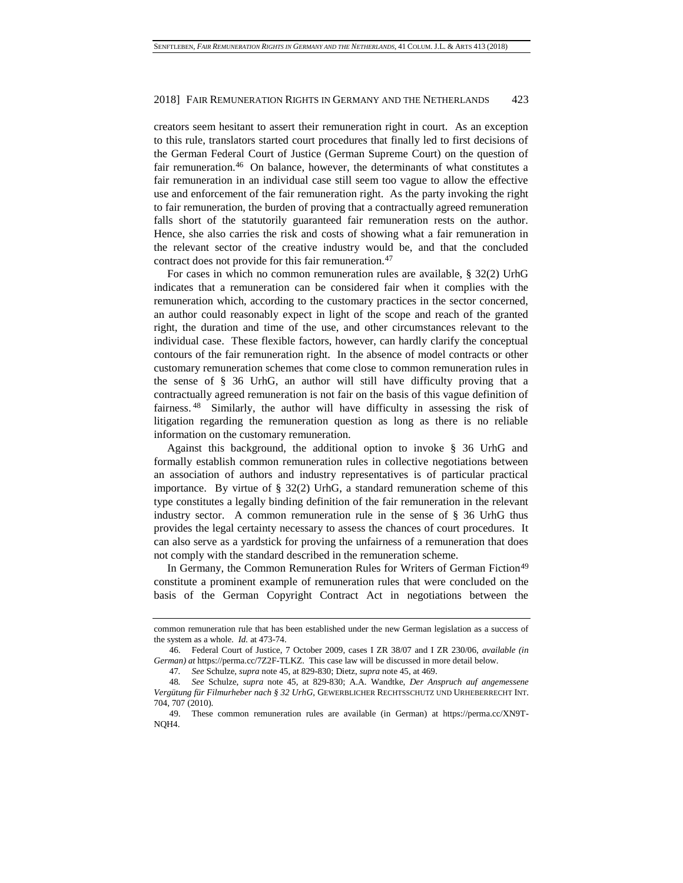creators seem hesitant to assert their remuneration right in court. As an exception to this rule, translators started court procedures that finally led to first decisions of the German Federal Court of Justice (German Supreme Court) on the question of fair remuneration.[46] On balance, however, the determinants of what constitutes a fair remuneration in an individual case still seem too vague to allow the effective use and enforcement of the fair remuneration right. As the party invoking the right to fair remuneration, the burden of proving that a contractually agreed remuneration falls short of the statutorily guaranteed fair remuneration rests on the author. Hence, she also carries the risk and costs of showing what a fair remuneration in the relevant sector of the creative industry would be, and that the concluded contract does not provide for this fair remuneration.[47]

For cases in which no common remuneration rules are available, § 32(2) UrhG indicates that a remuneration can be considered fair when it complies with the remuneration which, according to the customary practices in the sector concerned, an author could reasonably expect in light of the scope and reach of the granted right, the duration and time of the use, and other circumstances relevant to the individual case. These flexible factors, however, can hardly clarify the conceptual contours of the fair remuneration right. In the absence of model contracts or other customary remuneration schemes that come close to common remuneration rules in the sense of § 36 UrhG, an author will still have difficulty proving that a contractually agreed remuneration is not fair on the basis of this vague definition of fairness.[48] Similarly, the author will have difficulty in assessing the risk of litigation regarding the remuneration question as long as there is no reliable information on the customary remuneration.

Against this background, the additional option to invoke § 36 UrhG and formally establish common remuneration rules in collective negotiations between an association of authors and industry representatives is of particular practical importance. By virtue of § 32(2) UrhG, a standard remuneration scheme of this type constitutes a legally binding definition of the fair remuneration in the relevant industry sector. A common remuneration rule in the sense of § 36 UrhG thus provides the legal certainty necessary to assess the chances of court procedures. It can also serve as a yardstick for proving the unfairness of a remuneration that does not comply with the standard described in the remuneration scheme.

In Germany, the Common Remuneration Rules for Writers of German Fiction[49] constitute a prominent example of remuneration rules that were concluded on the basis of the German Copyright Contract Act in negotiations between the

---

common remuneration rule that has been established under the new German legislation as a success of the system as a whole. *Id.* at 473-74.

46. Federal Court of Justice, 7 October 2009, cases I ZR 38/07 and I ZR 230/06, *available (in German) at* https://perma.cc/7Z2F-TLKZ. This case law will be discussed in more detail below.

47. *See* Schulze, *supra* note 45, at 829-830; Dietz, *supra* note 45, at 469.

48. *See* Schulze, *supra* note 45, at 829-830; A.A. Wandtke, *Der Anspruch auf angemessene Vergütung für Filmurheber nach § 32 UrhG*, GEWERBLICHER RECHTSSCHUTZ UND URHEBERRECHT INT. 704, 707 (2010).

49. These common remuneration rules are available (in German) at https://perma.cc/XN9T-NQH4.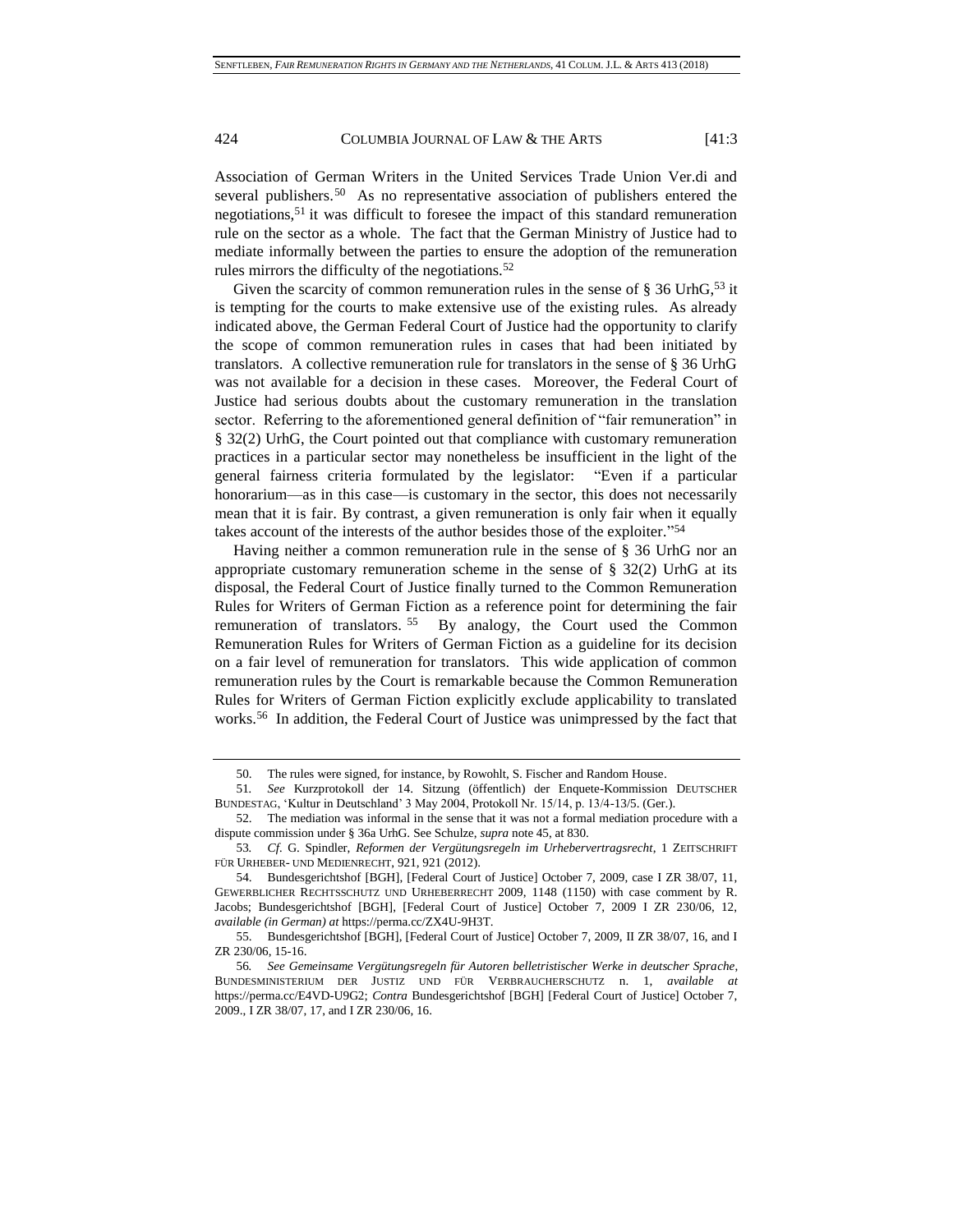Association of German Writers in the United Services Trade Union Ver.di and several publishers.[50] As no representative association of publishers entered the negotiations,[51] it was difficult to foresee the impact of this standard remuneration rule on the sector as a whole. The fact that the German Ministry of Justice had to mediate informally between the parties to ensure the adoption of the remuneration rules mirrors the difficulty of the negotiations.[52]

Given the scarcity of common remuneration rules in the sense of § 36 UrhG,[53] it is tempting for the courts to make extensive use of the existing rules. As already indicated above, the German Federal Court of Justice had the opportunity to clarify the scope of common remuneration rules in cases that had been initiated by translators. A collective remuneration rule for translators in the sense of § 36 UrhG was not available for a decision in these cases. Moreover, the Federal Court of Justice had serious doubts about the customary remuneration in the translation sector. Referring to the aforementioned general definition of "fair remuneration" in § 32(2) UrhG, the Court pointed out that compliance with customary remuneration practices in a particular sector may nonetheless be insufficient in the light of the general fairness criteria formulated by the legislator: "Even if a particular honorarium—as in this case—is customary in the sector, this does not necessarily mean that it is fair. By contrast, a given remuneration is only fair when it equally takes account of the interests of the author besides those of the exploiter."[54]

Having neither a common remuneration rule in the sense of § 36 UrhG nor an appropriate customary remuneration scheme in the sense of § 32(2) UrhG at its disposal, the Federal Court of Justice finally turned to the Common Remuneration Rules for Writers of German Fiction as a reference point for determining the fair remuneration of translators.[55] By analogy, the Court used the Common Remuneration Rules for Writers of German Fiction as a guideline for its decision on a fair level of remuneration for translators. This wide application of common remuneration rules by the Court is remarkable because the Common Remuneration Rules for Writers of German Fiction explicitly exclude applicability to translated works.[56] In addition, the Federal Court of Justice was unimpressed by the fact that

---

50. The rules were signed, for instance, by Rowohlt, S. Fischer and Random House.

51. *See* Kurzprotokoll der 14. Sitzung (öffentlich) der Enquete-Kommission DEUTSCHER BUNDESTAG, 'Kultur in Deutschland' 3 May 2004, Protokoll Nr. 15/14, p. 13/4-13/5. (Ger.).

52. The mediation was informal in the sense that it was not a formal mediation procedure with a dispute commission under § 36a UrhG. See Schulze, *supra* note 45, at 830.

53. *Cf.* G. Spindler, *Reformen der Vergütungsregeln im Urhebervertragsrecht*, 1 ZEITSCHRIFT FÜR URHEBER- UND MEDIENRECHT, 921, 921 (2012).

54. Bundesgerichtshof [BGH], [Federal Court of Justice] October 7, 2009, case I ZR 38/07, 11, GEWERBLICHER RECHTSSCHUTZ UND URHEBERRECHT 2009, 1148 (1150) with case comment by R. Jacobs; Bundesgerichtshof [BGH], [Federal Court of Justice] October 7, 2009 I ZR 230/06, 12, *available (in German) at* https://perma.cc/ZX4U-9H3T.

55. Bundesgerichtshof [BGH], [Federal Court of Justice] October 7, 2009, II ZR 38/07, 16, and I ZR 230/06, 15-16.

56. *See Gemeinsame Vergütungsregeln für Autoren belletristischer Werke in deutscher Sprache*, BUNDESMINISTERIUM DER JUSTIZ UND FÜR VERBRAUCHERSCHUTZ n. 1, *available at* https://perma.cc/E4VD-U9G2; *Contra* Bundesgerichtshof [BGH] [Federal Court of Justice] October 7, 2009., I ZR 38/07, 17, and I ZR 230/06, 16.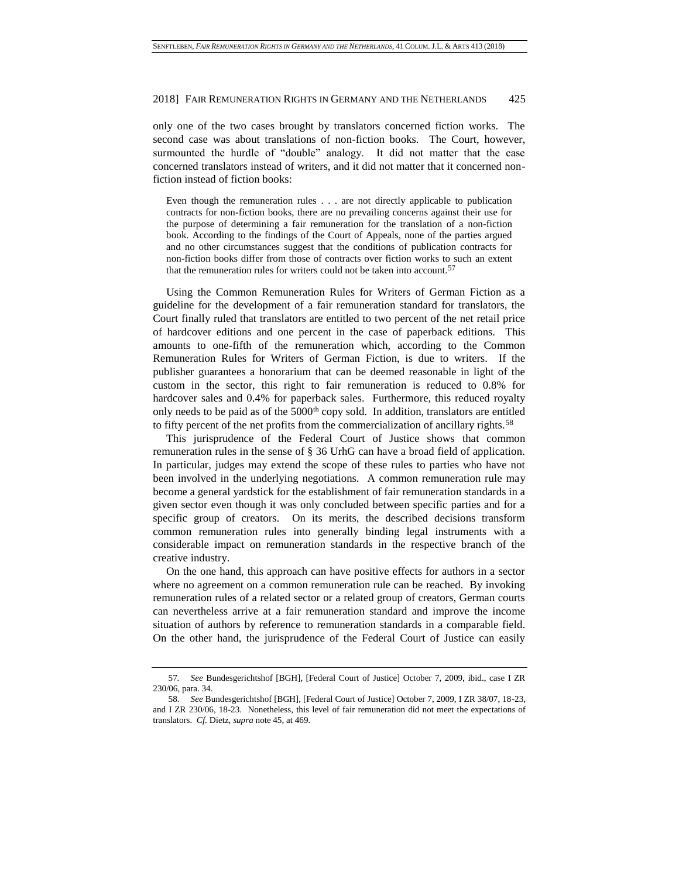only one of the two cases brought by translators concerned fiction works. The second case was about translations of non-fiction books. The Court, however, surmounted the hurdle of "double" analogy. It did not matter that the case concerned translators instead of writers, and it did not matter that it concerned non-fiction instead of fiction books:

> Even though the remuneration rules . . . are not directly applicable to publication contracts for non-fiction books, there are no prevailing concerns against their use for the purpose of determining a fair remuneration for the translation of a non-fiction book. According to the findings of the Court of Appeals, none of the parties argued and no other circumstances suggest that the conditions of publication contracts for non-fiction books differ from those of contracts over fiction works to such an extent that the remuneration rules for writers could not be taken into account.[57]

Using the Common Remuneration Rules for Writers of German Fiction as a guideline for the development of a fair remuneration standard for translators, the Court finally ruled that translators are entitled to two percent of the net retail price of hardcover editions and one percent in the case of paperback editions. This amounts to one-fifth of the remuneration which, according to the Common Remuneration Rules for Writers of German Fiction, is due to writers. If the publisher guarantees a honorarium that can be deemed reasonable in light of the custom in the sector, this right to fair remuneration is reduced to 0.8% for hardcover sales and 0.4% for paperback sales. Furthermore, this reduced royalty only needs to be paid as of the 5000th copy sold. In addition, translators are entitled to fifty percent of the net profits from the commercialization of ancillary rights.[58]

This jurisprudence of the Federal Court of Justice shows that common remuneration rules in the sense of § 36 UrhG can have a broad field of application. In particular, judges may extend the scope of these rules to parties who have not been involved in the underlying negotiations. A common remuneration rule may become a general yardstick for the establishment of fair remuneration standards in a given sector even though it was only concluded between specific parties and for a specific group of creators. On its merits, the described decisions transform common remuneration rules into generally binding legal instruments with a considerable impact on remuneration standards in the respective branch of the creative industry.

On the one hand, this approach can have positive effects for authors in a sector where no agreement on a common remuneration rule can be reached. By invoking remuneration rules of a related sector or a related group of creators, German courts can nevertheless arrive at a fair remuneration standard and improve the income situation of authors by reference to remuneration standards in a comparable field. On the other hand, the jurisprudence of the Federal Court of Justice can easily

---

57. *See* Bundesgerichtshof [BGH], [Federal Court of Justice] October 7, 2009, ibid., case I ZR 230/06, para. 34.

58. *See* Bundesgerichtshof [BGH], [Federal Court of Justice] October 7, 2009, I ZR 38/07, 18-23, and I ZR 230/06, 18-23. Nonetheless, this level of fair remuneration did not meet the expectations of translators. *Cf.* Dietz, *supra* note 45, at 469.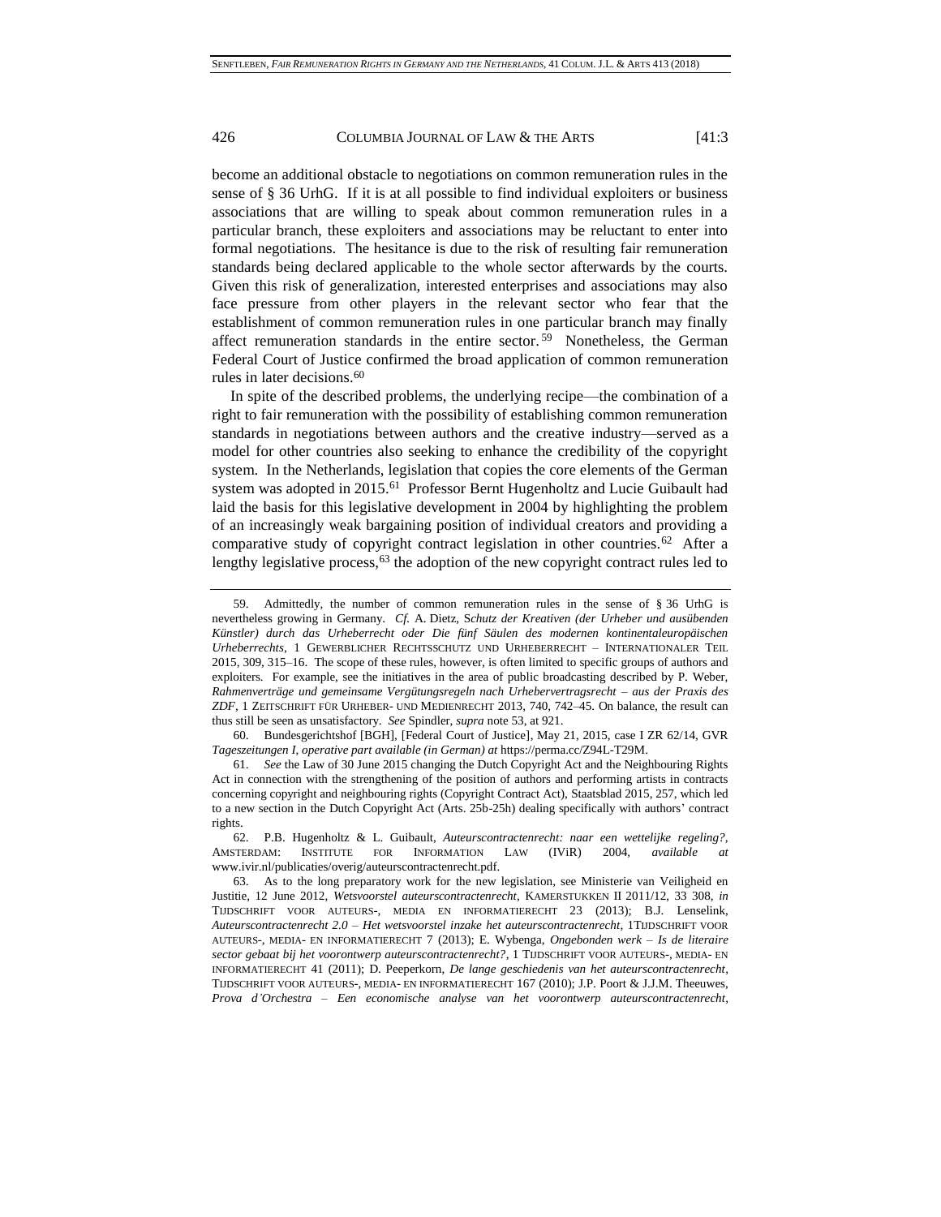become an additional obstacle to negotiations on common remuneration rules in the sense of § 36 UrhG. If it is at all possible to find individual exploiters or business associations that are willing to speak about common remuneration rules in a particular branch, these exploiters and associations may be reluctant to enter into formal negotiations. The hesitance is due to the risk of resulting fair remuneration standards being declared applicable to the whole sector afterwards by the courts. Given this risk of generalization, interested enterprises and associations may also face pressure from other players in the relevant sector who fear that the establishment of common remuneration rules in one particular branch may finally affect remuneration standards in the entire sector.[59] Nonetheless, the German Federal Court of Justice confirmed the broad application of common remuneration rules in later decisions.[60]

In spite of the described problems, the underlying recipe—the combination of a right to fair remuneration with the possibility of establishing common remuneration standards in negotiations between authors and the creative industry—served as a model for other countries also seeking to enhance the credibility of the copyright system. In the Netherlands, legislation that copies the core elements of the German system was adopted in 2015.[61] Professor Bernt Hugenholtz and Lucie Guibault had laid the basis for this legislative development in 2004 by highlighting the problem of an increasingly weak bargaining position of individual creators and providing a comparative study of copyright contract legislation in other countries.[62] After a lengthy legislative process,[63] the adoption of the new copyright contract rules led to

---

59. Admittedly, the number of common remuneration rules in the sense of § 36 UrhG is nevertheless growing in Germany. *Cf.* A. Dietz, *Schutz der Kreativen (der Urheber und ausübenden Künstler) durch das Urheberrecht oder Die fünf Säulen des modernen kontinentaleuropäischen Urheberrechts*, 1 GEWERBLICHER RECHTSSCHUTZ UND URHEBERRECHT – INTERNATIONALER TEIL 2015, 309, 315–16. The scope of these rules, however, is often limited to specific groups of authors and exploiters. For example, see the initiatives in the area of public broadcasting described by P. Weber, *Rahmenverträge und gemeinsame Vergütungsregeln nach Urhebervertragsrecht – aus der Praxis des ZDF*, 1 ZEITSCHRIFT FÜR URHEBER- UND MEDIENRECHT 2013, 740, 742–45. On balance, the result can thus still be seen as unsatisfactory. *See* Spindler, *supra* note 53, at 921.

60. Bundesgerichtshof [BGH], [Federal Court of Justice], May 21, 2015, case I ZR 62/14, GVR *Tageszeitungen I*, *operative part available (in German) at* https://perma.cc/Z94L-T29M.

61. *See* the Law of 30 June 2015 changing the Dutch Copyright Act and the Neighbouring Rights Act in connection with the strengthening of the position of authors and performing artists in contracts concerning copyright and neighbouring rights (Copyright Contract Act), Staatsblad 2015, 257, which led to a new section in the Dutch Copyright Act (Arts. 25b-25h) dealing specifically with authors' contract rights.

62. P.B. Hugenholtz & L. Guibault, *Auteurscontractenrecht: naar een wettelijke regeling?*, AMSTERDAM: INSTITUTE FOR INFORMATION LAW (IViR) 2004, *available at* www.ivir.nl/publicaties/overig/auteurscontractenrecht.pdf.

63. As to the long preparatory work for the new legislation, see Ministerie van Veiligheid en Justitie, 12 June 2012, *Wetsvoorstel auteurscontractenrecht*, KAMERSTUKKEN II 2011/12, 33 308, *in* TIJDSCHRIFT VOOR AUTEURS-, MEDIA EN INFORMATIERECHT 23 (2013); B.J. Lenselink, *Auteurscontractenrecht 2.0 – Het wetsvoorstel inzake het auteurscontractenrecht*, 1TIJDSCHRIFT VOOR AUTEURS-, MEDIA- EN INFORMATIERECHT 7 (2013); E. Wybenga, *Ongebonden werk – Is de literaire sector gebaat bij het voorontwerp auteurscontractenrecht?*, 1 TIJDSCHRIFT VOOR AUTEURS-, MEDIA- EN INFORMATIERECHT 41 (2011); D. Peeperkorn, *De lange geschiedenis van het auteurscontractenrecht*, TIJDSCHRIFT VOOR AUTEURS-, MEDIA- EN INFORMATIERECHT 167 (2010); J.P. Poort & J.J.M. Theeuwes, *Prova d'Orchestra – Een economische analyse van het voorontwerp auteurscontractenrecht*,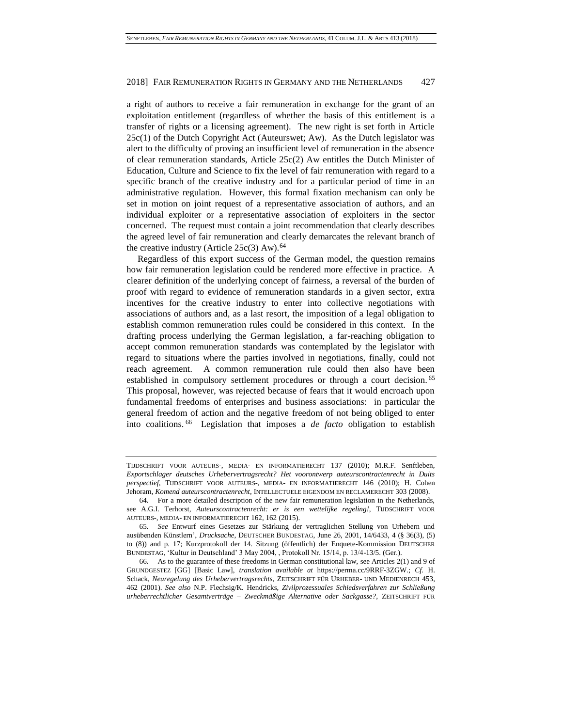a right of authors to receive a fair remuneration in exchange for the grant of an exploitation entitlement (regardless of whether the basis of this entitlement is a transfer of rights or a licensing agreement). The new right is set forth in Article 25c(1) of the Dutch Copyright Act (Auteurswet; Aw). As the Dutch legislator was alert to the difficulty of proving an insufficient level of remuneration in the absence of clear remuneration standards, Article 25c(2) Aw entitles the Dutch Minister of Education, Culture and Science to fix the level of fair remuneration with regard to a specific branch of the creative industry and for a particular period of time in an administrative regulation. However, this formal fixation mechanism can only be set in motion on joint request of a representative association of authors, and an individual exploiter or a representative association of exploiters in the sector concerned. The request must contain a joint recommendation that clearly describes the agreed level of fair remuneration and clearly demarcates the relevant branch of the creative industry (Article 25c(3) Aw).[64]

Regardless of this export success of the German model, the question remains how fair remuneration legislation could be rendered more effective in practice. A clearer definition of the underlying concept of fairness, a reversal of the burden of proof with regard to evidence of remuneration standards in a given sector, extra incentives for the creative industry to enter into collective negotiations with associations of authors and, as a last resort, the imposition of a legal obligation to establish common remuneration rules could be considered in this context. In the drafting process underlying the German legislation, a far-reaching obligation to accept common remuneration standards was contemplated by the legislator with regard to situations where the parties involved in negotiations, finally, could not reach agreement. A common remuneration rule could then also have been established in compulsory settlement procedures or through a court decision.[65] This proposal, however, was rejected because of fears that it would encroach upon fundamental freedoms of enterprises and business associations: in particular the general freedom of action and the negative freedom of not being obliged to enter into coalitions.[66] Legislation that imposes a *de facto* obligation to establish

---

TIJDSCHRIFT VOOR AUTEURS-, MEDIA- EN INFORMATIERECHT 137 (2010); M.R.F. Senftleben, *Exportschlager deutsches Urhebervertragsrecht? Het voorontwerp auteurscontractenrecht in Duits perspectief*, TIJDSCHRIFT VOOR AUTEURS-, MEDIA- EN INFORMATIERECHT 146 (2010); H. Cohen Jehoram, *Komend auteurscontractenrecht*, INTELLECTUELE EIGENDOM EN RECLAMERECHT 303 (2008).

64. For a more detailed description of the new fair remuneration legislation in the Netherlands, see A.G.I. Terhorst, *Auteurscontractenrecht: er is een wettelijke regeling!*, TIJDSCHRIFT VOOR AUTEURS-, MEDIA- EN INFORMATIERECHT 162, 162 (2015).

65. *See* Entwurf eines Gesetzes zur Stärkung der vertraglichen Stellung von Urhebern und ausübenden Künstlern', *Drucksache*, DEUTSCHER BUNDESTAG, June 26, 2001, 14/6433, 4 (§ 36(3), (5) to (8)) and p. 17; Kurzprotokoll der 14. Sitzung (öffentlich) der Enquete-Kommission DEUTSCHER BUNDESTAG, 'Kultur in Deutschland' 3 May 2004, , Protokoll Nr. 15/14, p. 13/4-13/5. (Ger.).

66. As to the guarantee of these freedoms in German constitutional law, see Articles 2(1) and 9 of GRUNDGESTEZ [GG] [Basic Law], *translation available at* https://perma.cc/9RRF-3ZGW.; *Cf.* H. Schack, *Neuregelung des Urhebervertragsrechts*, ZEITSCHRIFT FÜR URHEBER- UND MEDIENRECH 453, 462 (2001). *See also* N.P. Flechsig/K. Hendricks, *Zivilprozessuales Schiedsverfahren zur Schließung urheberrechtlicher Gesamtverträge – Zweckmäßige Alternative oder Sackgasse?*, ZEITSCHRIFT FÜR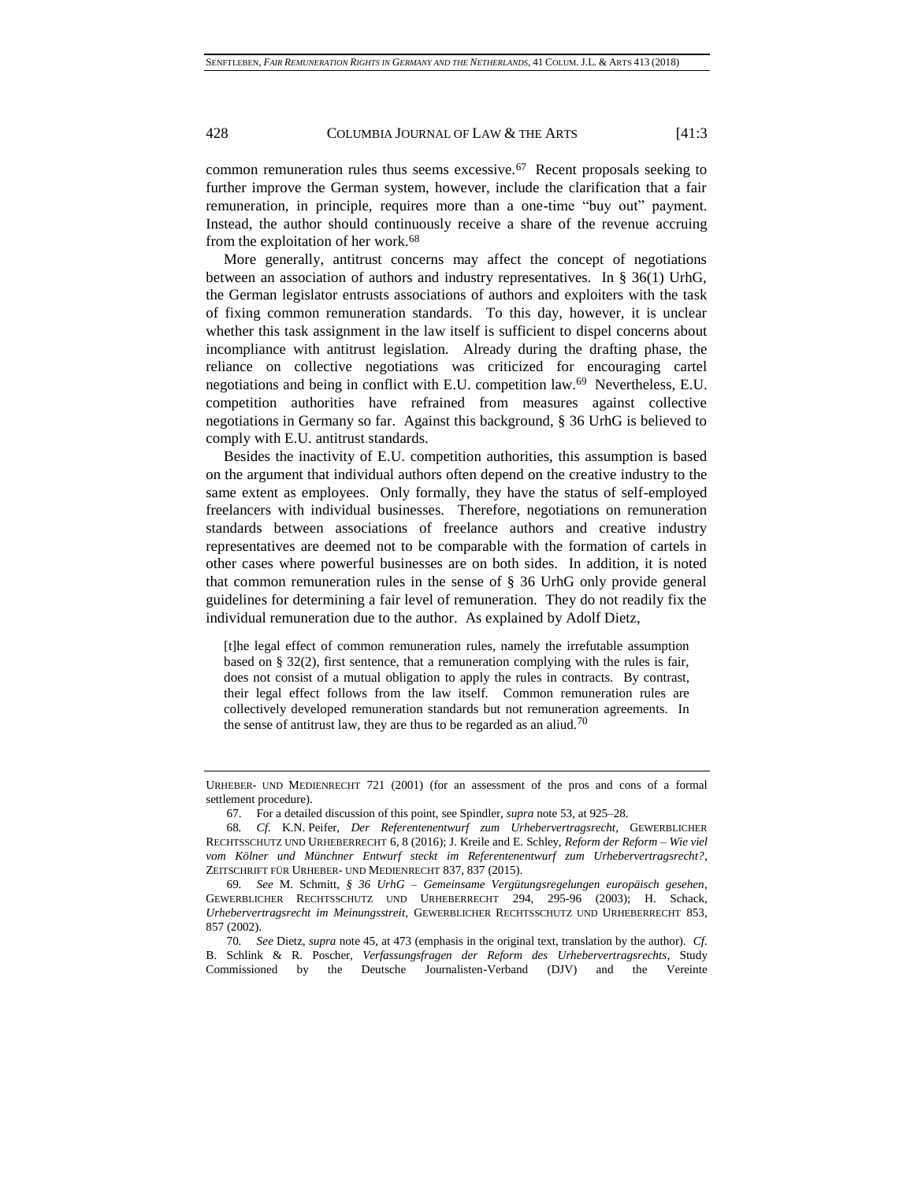common remuneration rules thus seems excessive.[67] Recent proposals seeking to further improve the German system, however, include the clarification that a fair remuneration, in principle, requires more than a one-time "buy out" payment. Instead, the author should continuously receive a share of the revenue accruing from the exploitation of her work.[68]

More generally, antitrust concerns may affect the concept of negotiations between an association of authors and industry representatives. In § 36(1) UrhG, the German legislator entrusts associations of authors and exploiters with the task of fixing common remuneration standards. To this day, however, it is unclear whether this task assignment in the law itself is sufficient to dispel concerns about incompliance with antitrust legislation. Already during the drafting phase, the reliance on collective negotiations was criticized for encouraging cartel negotiations and being in conflict with E.U. competition law.[69] Nevertheless, E.U. competition authorities have refrained from measures against collective negotiations in Germany so far. Against this background, § 36 UrhG is believed to comply with E.U. antitrust standards.

Besides the inactivity of E.U. competition authorities, this assumption is based on the argument that individual authors often depend on the creative industry to the same extent as employees. Only formally, they have the status of self-employed freelancers with individual businesses. Therefore, negotiations on remuneration standards between associations of freelance authors and creative industry representatives are deemed not to be comparable with the formation of cartels in other cases where powerful businesses are on both sides. In addition, it is noted that common remuneration rules in the sense of § 36 UrhG only provide general guidelines for determining a fair level of remuneration. They do not readily fix the individual remuneration due to the author. As explained by Adolf Dietz,

> [t]he legal effect of common remuneration rules, namely the irrefutable assumption based on § 32(2), first sentence, that a remuneration complying with the rules is fair, does not consist of a mutual obligation to apply the rules in contracts. By contrast, their legal effect follows from the law itself. Common remuneration rules are collectively developed remuneration standards but not remuneration agreements. In the sense of antitrust law, they are thus to be regarded as an aliud.[70]

---

URHEBER- UND MEDIENRECHT 721 (2001) (for an assessment of the pros and cons of a formal settlement procedure).

67. For a detailed discussion of this point, see Spindler, *supra* note 53, at 925–28.

68. *Cf.* K.N. Peifer, *Der Referentenentwurf zum Urhebervertragsrecht*, GEWERBLICHER RECHTSSCHUTZ UND URHEBERRECHT 6, 8 (2016); J. Kreile and E. Schley, *Reform der Reform – Wie viel vom Kölner und Münchner Entwurf steckt im Referentenentwurf zum Urhebervertragsrecht?*, ZEITSCHRIFT FÜR URHEBER- UND MEDIENRECHT 837, 837 (2015).

69. *See* M. Schmitt, *§ 36 UrhG – Gemeinsame Vergütungsregelungen europäisch gesehen*, GEWERBLICHER RECHTSSCHUTZ UND URHEBERRECHT 294, 295-96 (2003); H. Schack, *Urhebervertragsrecht im Meinungsstreit*, GEWERBLICHER RECHTSSCHUTZ UND URHEBERRECHT 853, 857 (2002).

70. *See* Dietz, *supra* note 45, at 473 (emphasis in the original text, translation by the author). *Cf.* B. Schlink & R. Poscher, *Verfassungsfragen der Reform des Urhebervertragsrechts*, Study Commissioned by the Deutsche Journalisten-Verband (DJV) and the Vereinte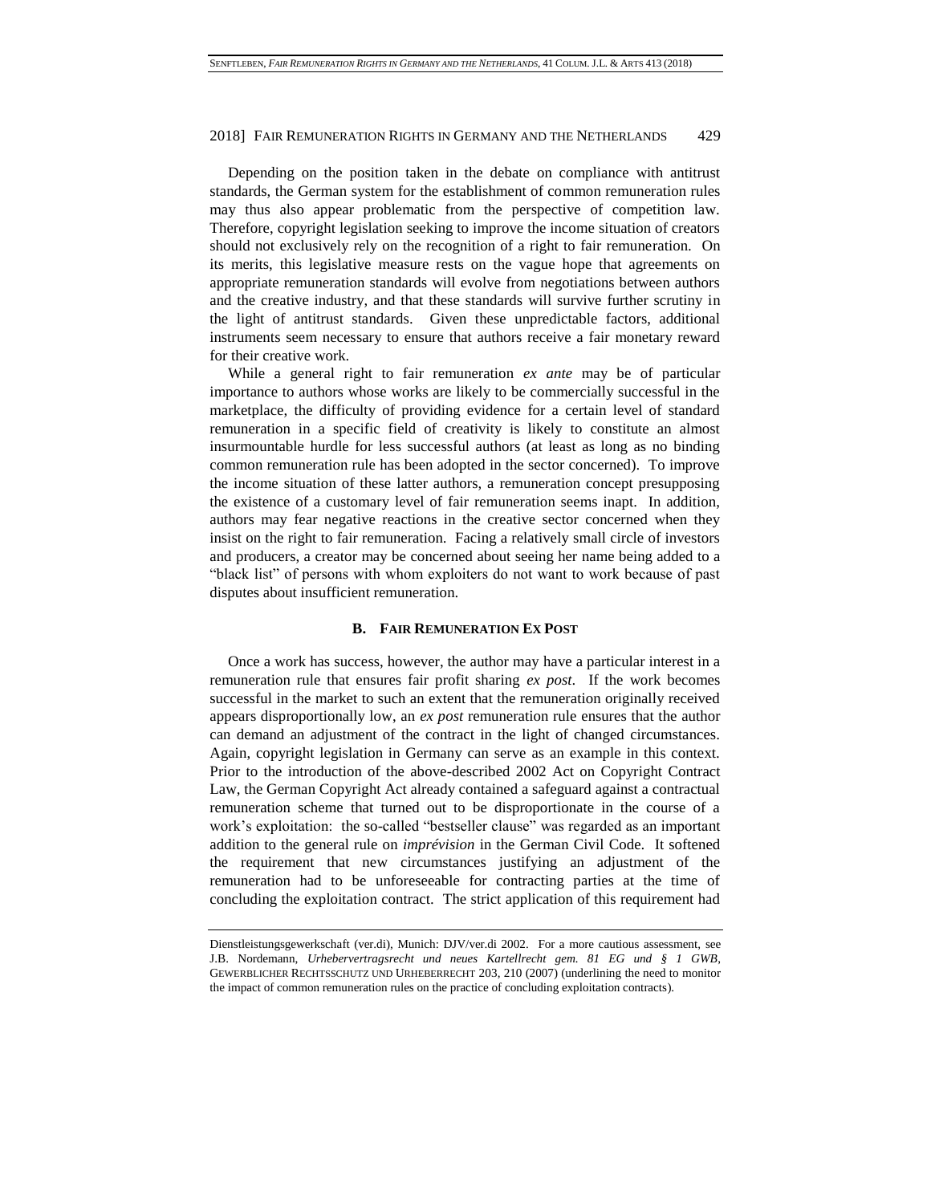Depending on the position taken in the debate on compliance with antitrust standards, the German system for the establishment of common remuneration rules may thus also appear problematic from the perspective of competition law. Therefore, copyright legislation seeking to improve the income situation of creators should not exclusively rely on the recognition of a right to fair remuneration. On its merits, this legislative measure rests on the vague hope that agreements on appropriate remuneration standards will evolve from negotiations between authors and the creative industry, and that these standards will survive further scrutiny in the light of antitrust standards. Given these unpredictable factors, additional instruments seem necessary to ensure that authors receive a fair monetary reward for their creative work.

While a general right to fair remuneration *ex ante* may be of particular importance to authors whose works are likely to be commercially successful in the marketplace, the difficulty of providing evidence for a certain level of standard remuneration in a specific field of creativity is likely to constitute an almost insurmountable hurdle for less successful authors (at least as long as no binding common remuneration rule has been adopted in the sector concerned). To improve the income situation of these latter authors, a remuneration concept presupposing the existence of a customary level of fair remuneration seems inapt. In addition, authors may fear negative reactions in the creative sector concerned when they insist on the right to fair remuneration. Facing a relatively small circle of investors and producers, a creator may be concerned about seeing her name being added to a "black list" of persons with whom exploiters do not want to work because of past disputes about insufficient remuneration.

### B. FAIR REMUNERATION EX POST

Once a work has success, however, the author may have a particular interest in a remuneration rule that ensures fair profit sharing *ex post*. If the work becomes successful in the market to such an extent that the remuneration originally received appears disproportionally low, an *ex post* remuneration rule ensures that the author can demand an adjustment of the contract in the light of changed circumstances. Again, copyright legislation in Germany can serve as an example in this context. Prior to the introduction of the above-described 2002 Act on Copyright Contract Law, the German Copyright Act already contained a safeguard against a contractual remuneration scheme that turned out to be disproportionate in the course of a work's exploitation: the so-called "bestseller clause" was regarded as an important addition to the general rule on *imprévision* in the German Civil Code. It softened the requirement that new circumstances justifying an adjustment of the remuneration had to be unforeseeable for contracting parties at the time of concluding the exploitation contract. The strict application of this requirement had

---

Dienstleistungsgewerkschaft (ver.di), Munich: DJV/ver.di 2002. For a more cautious assessment, see J.B. Nordemann, *Urhebervertragsrecht und neues Kartellrecht gem. 81 EG und § 1 GWB*, GEWERBLICHER RECHTSSCHUTZ UND URHEBERRECHT 203, 210 (2007) (underlining the need to monitor the impact of common remuneration rules on the practice of concluding exploitation contracts).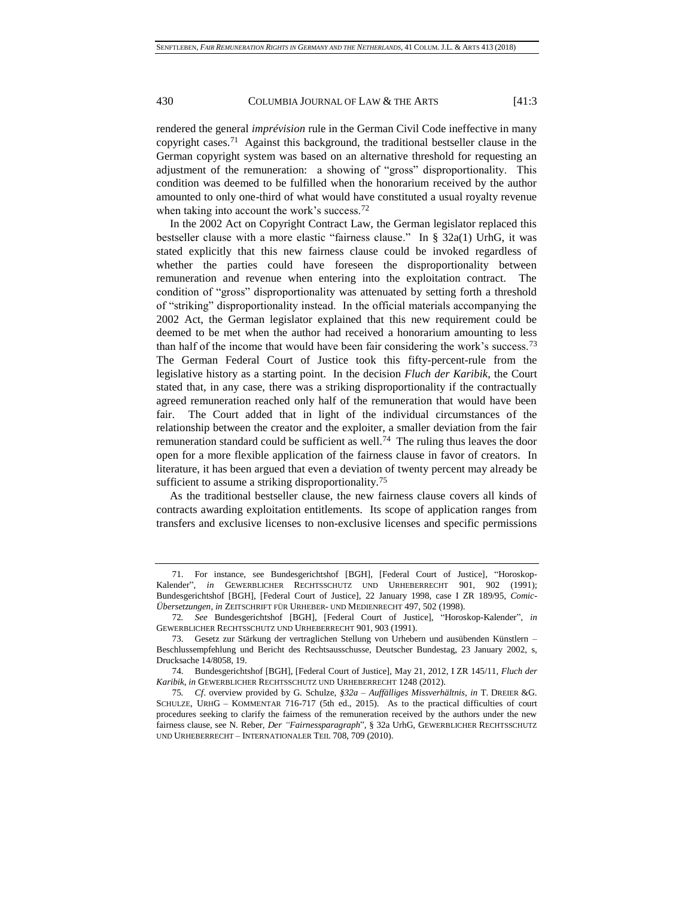rendered the general *imprévision* rule in the German Civil Code ineffective in many copyright cases.[71] Against this background, the traditional bestseller clause in the German copyright system was based on an alternative threshold for requesting an adjustment of the remuneration: a showing of "gross" disproportionality. This condition was deemed to be fulfilled when the honorarium received by the author amounted to only one-third of what would have constituted a usual royalty revenue when taking into account the work's success.[72]

In the 2002 Act on Copyright Contract Law, the German legislator replaced this bestseller clause with a more elastic "fairness clause." In § 32a(1) UrhG, it was stated explicitly that this new fairness clause could be invoked regardless of whether the parties could have foreseen the disproportionality between remuneration and revenue when entering into the exploitation contract. The condition of "gross" disproportionality was attenuated by setting forth a threshold of "striking" disproportionality instead. In the official materials accompanying the 2002 Act, the German legislator explained that this new requirement could be deemed to be met when the author had received a honorarium amounting to less than half of the income that would have been fair considering the work's success.[73] The German Federal Court of Justice took this fifty-percent-rule from the legislative history as a starting point. In the decision *Fluch der Karibik*, the Court stated that, in any case, there was a striking disproportionality if the contractually agreed remuneration reached only half of the remuneration that would have been fair. The Court added that in light of the individual circumstances of the relationship between the creator and the exploiter, a smaller deviation from the fair remuneration standard could be sufficient as well.[74] The ruling thus leaves the door open for a more flexible application of the fairness clause in favor of creators. In literature, it has been argued that even a deviation of twenty percent may already be sufficient to assume a striking disproportionality.[75]

As the traditional bestseller clause, the new fairness clause covers all kinds of contracts awarding exploitation entitlements. Its scope of application ranges from transfers and exclusive licenses to non-exclusive licenses and specific permissions

---

71. For instance, see Bundesgerichtshof [BGH], [Federal Court of Justice], "Horoskop-Kalender", *in* GEWERBLICHER RECHTSSCHUTZ UND URHEBERRECHT 901, 902 (1991); Bundesgerichtshof [BGH], [Federal Court of Justice], 22 January 1998, case I ZR 189/95, *Comic-Übersetzungen*, *in* ZEITSCHRIFT FÜR URHEBER- UND MEDIENRECHT 497, 502 (1998).

72. *See* Bundesgerichtshof [BGH], [Federal Court of Justice], "Horoskop-Kalender", *in* GEWERBLICHER RECHTSSCHUTZ UND URHEBERRECHT 901, 903 (1991).

73. Gesetz zur Stärkung der vertraglichen Stellung von Urhebern und ausübenden Künstlern – Beschlussempfehlung und Bericht des Rechtsausschusse, Deutscher Bundestag, 23 January 2002, s, Drucksache 14/8058, 19.

74. Bundesgerichtshof [BGH], [Federal Court of Justice], May 21, 2012, I ZR 145/11, *Fluch der Karibik*, *in* GEWERBLICHER RECHTSSCHUTZ UND URHEBERRECHT 1248 (2012).

75. *Cf*. overview provided by G. Schulze, *§32a – Auffälliges Missverhältnis*, *in* T. DREIER &G. SCHULZE, URHG – KOMMENTAR 716-717 (5th ed., 2015). As to the practical difficulties of court procedures seeking to clarify the fairness of the remuneration received by the authors under the new fairness clause, see N. Reber, *Der "Fairnessparagraph*", § 32a UrhG, GEWERBLICHER RECHTSSCHUTZ UND URHEBERRECHT – INTERNATIONALER TEIL 708, 709 (2010).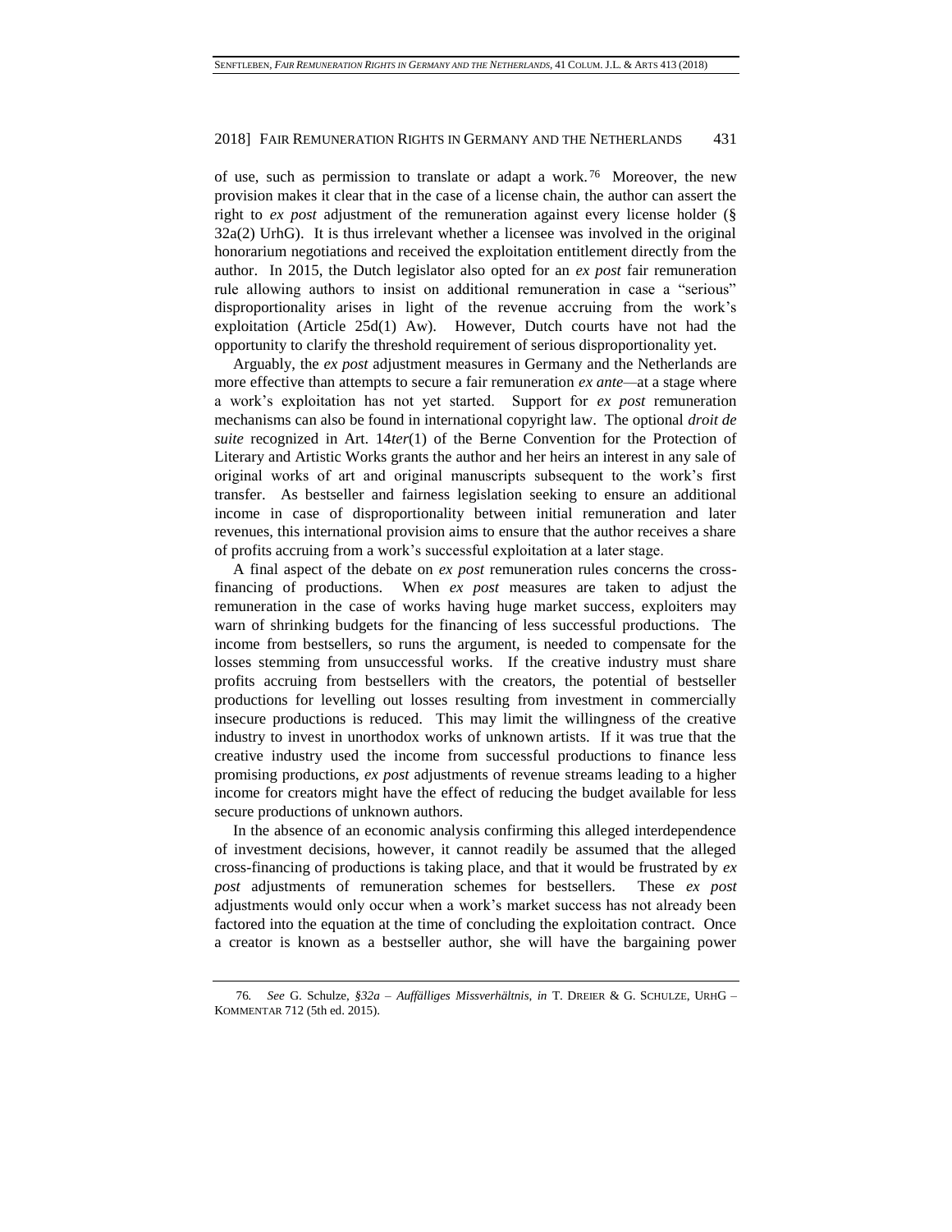of use, such as permission to translate or adapt a work.[76] Moreover, the new provision makes it clear that in the case of a license chain, the author can assert the right to *ex post* adjustment of the remuneration against every license holder (§ 32a(2) UrhG). It is thus irrelevant whether a licensee was involved in the original honorarium negotiations and received the exploitation entitlement directly from the author. In 2015, the Dutch legislator also opted for an *ex post* fair remuneration rule allowing authors to insist on additional remuneration in case a "serious" disproportionality arises in light of the revenue accruing from the work's exploitation (Article 25d(1) Aw). However, Dutch courts have not had the opportunity to clarify the threshold requirement of serious disproportionality yet.

Arguably, the *ex post* adjustment measures in Germany and the Netherlands are more effective than attempts to secure a fair remuneration *ex ante*—at a stage where a work's exploitation has not yet started. Support for *ex post* remuneration mechanisms can also be found in international copyright law. The optional *droit de suite* recognized in Art. 14*ter*(1) of the Berne Convention for the Protection of Literary and Artistic Works grants the author and her heirs an interest in any sale of original works of art and original manuscripts subsequent to the work's first transfer. As bestseller and fairness legislation seeking to ensure an additional income in case of disproportionality between initial remuneration and later revenues, this international provision aims to ensure that the author receives a share of profits accruing from a work's successful exploitation at a later stage.

A final aspect of the debate on *ex post* remuneration rules concerns the cross-financing of productions. When *ex post* measures are taken to adjust the remuneration in the case of works having huge market success, exploiters may warn of shrinking budgets for the financing of less successful productions. The income from bestsellers, so runs the argument, is needed to compensate for the losses stemming from unsuccessful works. If the creative industry must share profits accruing from bestsellers with the creators, the potential of bestseller productions for levelling out losses resulting from investment in commercially insecure productions is reduced. This may limit the willingness of the creative industry to invest in unorthodox works of unknown artists. If it was true that the creative industry used the income from successful productions to finance less promising productions, *ex post* adjustments of revenue streams leading to a higher income for creators might have the effect of reducing the budget available for less secure productions of unknown authors.

In the absence of an economic analysis confirming this alleged interdependence of investment decisions, however, it cannot readily be assumed that the alleged cross-financing of productions is taking place, and that it would be frustrated by *ex post* adjustments of remuneration schemes for bestsellers. These *ex post* adjustments would only occur when a work's market success has not already been factored into the equation at the time of concluding the exploitation contract. Once a creator is known as a bestseller author, she will have the bargaining power

---

76. *See* G. Schulze, *§32a – Auffälliges Missverhältnis*, *in* T. Dreier & G. Schulze, UrhG – Kommentar 712 (5th ed. 2015).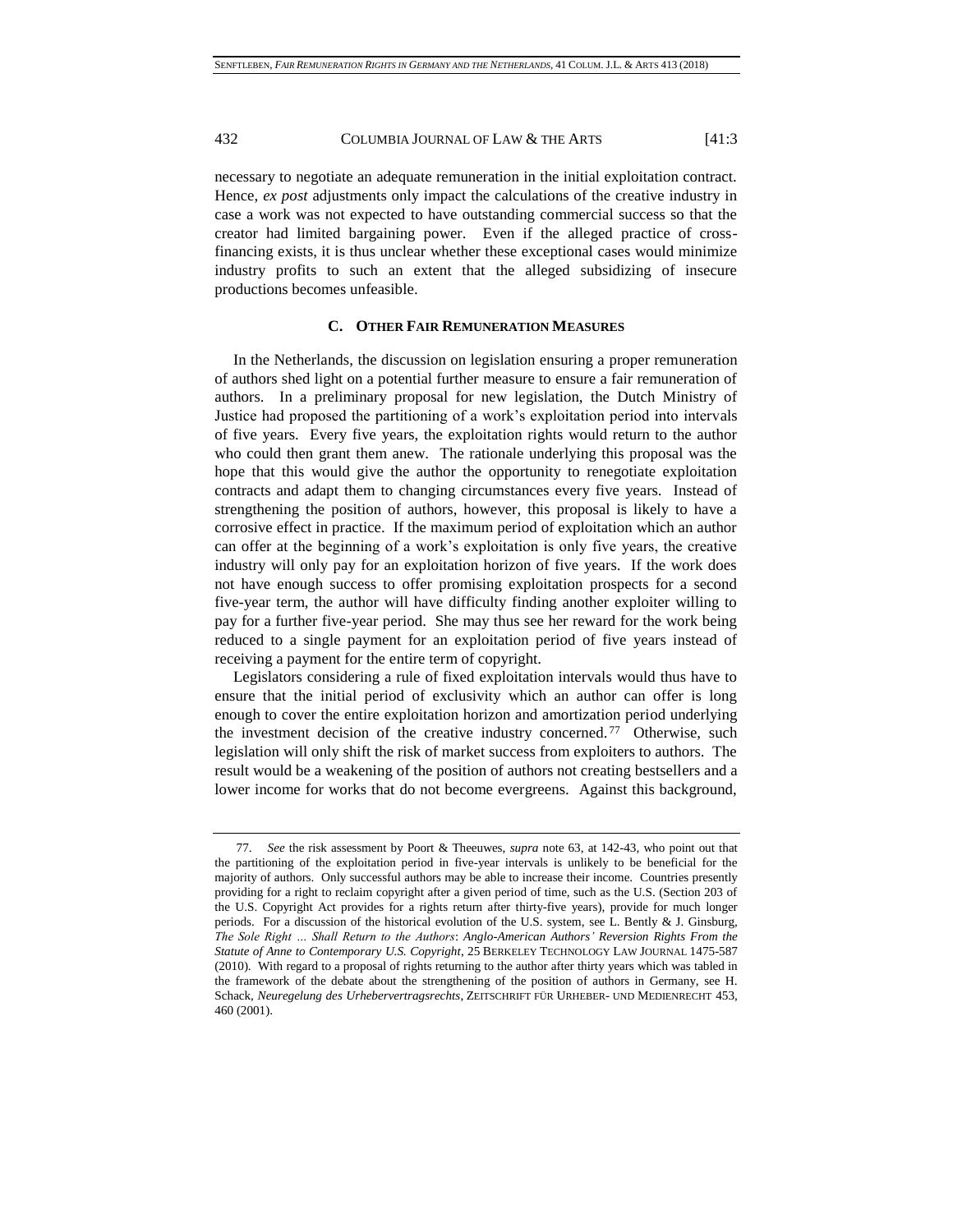necessary to negotiate an adequate remuneration in the initial exploitation contract. Hence, *ex post* adjustments only impact the calculations of the creative industry in case a work was not expected to have outstanding commercial success so that the creator had limited bargaining power. Even if the alleged practice of cross-financing exists, it is thus unclear whether these exceptional cases would minimize industry profits to such an extent that the alleged subsidizing of insecure productions becomes unfeasible.

### C. OTHER FAIR REMUNERATION MEASURES

In the Netherlands, the discussion on legislation ensuring a proper remuneration of authors shed light on a potential further measure to ensure a fair remuneration of authors. In a preliminary proposal for new legislation, the Dutch Ministry of Justice had proposed the partitioning of a work's exploitation period into intervals of five years. Every five years, the exploitation rights would return to the author who could then grant them anew. The rationale underlying this proposal was the hope that this would give the author the opportunity to renegotiate exploitation contracts and adapt them to changing circumstances every five years. Instead of strengthening the position of authors, however, this proposal is likely to have a corrosive effect in practice. If the maximum period of exploitation which an author can offer at the beginning of a work's exploitation is only five years, the creative industry will only pay for an exploitation horizon of five years. If the work does not have enough success to offer promising exploitation prospects for a second five-year term, the author will have difficulty finding another exploiter willing to pay for a further five-year period. She may thus see her reward for the work being reduced to a single payment for an exploitation period of five years instead of receiving a payment for the entire term of copyright.

Legislators considering a rule of fixed exploitation intervals would thus have to ensure that the initial period of exclusivity which an author can offer is long enough to cover the entire exploitation horizon and amortization period underlying the investment decision of the creative industry concerned.[77] Otherwise, such legislation will only shift the risk of market success from exploiters to authors. The result would be a weakening of the position of authors not creating bestsellers and a lower income for works that do not become evergreens. Against this background,

---

77. *See* the risk assessment by Poort & Theeuwes, *supra* note 63, at 142-43, who point out that the partitioning of the exploitation period in five-year intervals is unlikely to be beneficial for the majority of authors. Only successful authors may be able to increase their income. Countries presently providing for a right to reclaim copyright after a given period of time, such as the U.S. (Section 203 of the U.S. Copyright Act provides for a rights return after thirty-five years), provide for much longer periods. For a discussion of the historical evolution of the U.S. system, see L. Bently & J. Ginsburg, *The Sole Right ... Shall Return to the Authors: Anglo-American Authors' Reversion Rights From the Statute of Anne to Contemporary U.S. Copyright*, 25 BERKELEY TECHNOLOGY LAW JOURNAL 1475-587 (2010). With regard to a proposal of rights returning to the author after thirty years which was tabled in the framework of the debate about the strengthening of the position of authors in Germany, see H. Schack, *Neuregelung des Urhebervertragsrechts*, ZEITSCHRIFT FÜR URHEBER- UND MEDIENRECHT 453, 460 (2001).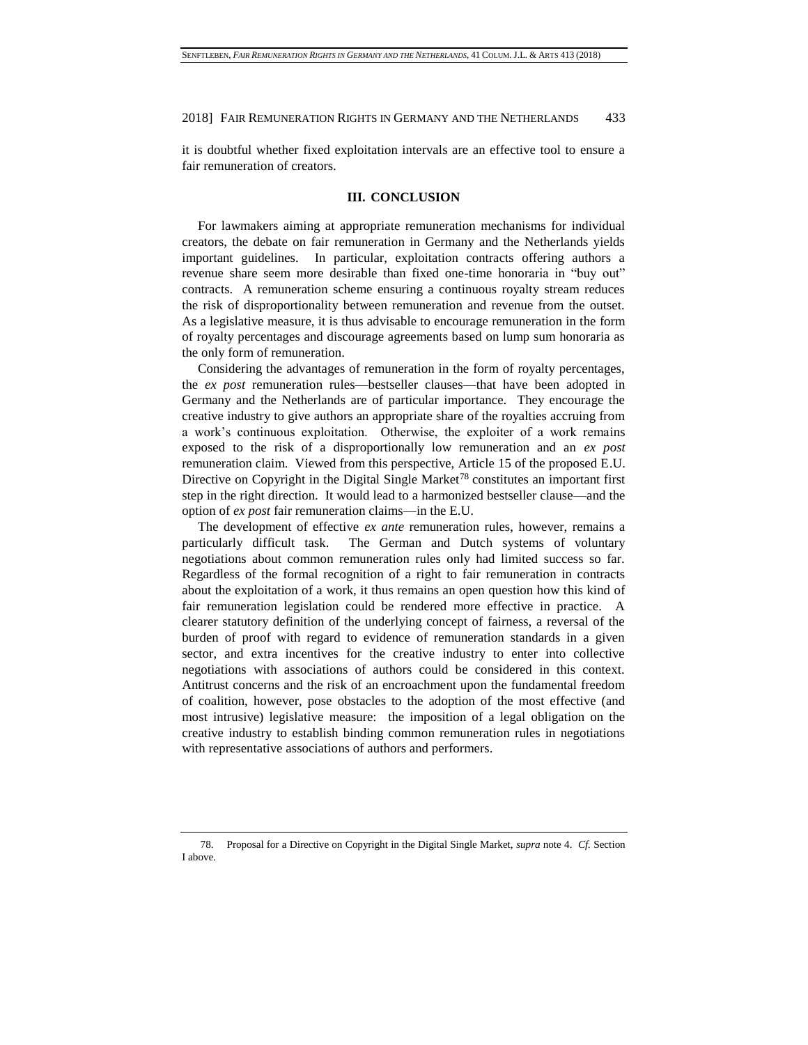it is doubtful whether fixed exploitation intervals are an effective tool to ensure a fair remuneration of creators.

## III. CONCLUSION

For lawmakers aiming at appropriate remuneration mechanisms for individual creators, the debate on fair remuneration in Germany and the Netherlands yields important guidelines. In particular, exploitation contracts offering authors a revenue share seem more desirable than fixed one-time honoraria in "buy out" contracts. A remuneration scheme ensuring a continuous royalty stream reduces the risk of disproportionality between remuneration and revenue from the outset. As a legislative measure, it is thus advisable to encourage remuneration in the form of royalty percentages and discourage agreements based on lump sum honoraria as the only form of remuneration.

Considering the advantages of remuneration in the form of royalty percentages, the *ex post* remuneration rules—bestseller clauses—that have been adopted in Germany and the Netherlands are of particular importance. They encourage the creative industry to give authors an appropriate share of the royalties accruing from a work's continuous exploitation. Otherwise, the exploiter of a work remains exposed to the risk of a disproportionally low remuneration and an *ex post* remuneration claim. Viewed from this perspective, Article 15 of the proposed E.U. Directive on Copyright in the Digital Single Market[78] constitutes an important first step in the right direction. It would lead to a harmonized bestseller clause—and the option of *ex post* fair remuneration claims—in the E.U.

The development of effective *ex ante* remuneration rules, however, remains a particularly difficult task. The German and Dutch systems of voluntary negotiations about common remuneration rules only had limited success so far. Regardless of the formal recognition of a right to fair remuneration in contracts about the exploitation of a work, it thus remains an open question how this kind of fair remuneration legislation could be rendered more effective in practice. A clearer statutory definition of the underlying concept of fairness, a reversal of the burden of proof with regard to evidence of remuneration standards in a given sector, and extra incentives for the creative industry to enter into collective negotiations with associations of authors could be considered in this context. Antitrust concerns and the risk of an encroachment upon the fundamental freedom of coalition, however, pose obstacles to the adoption of the most effective (and most intrusive) legislative measure: the imposition of a legal obligation on the creative industry to establish binding common remuneration rules in negotiations with representative associations of authors and performers.

---

78. Proposal for a Directive on Copyright in the Digital Single Market, *supra* note 4. *Cf.* Section I above.